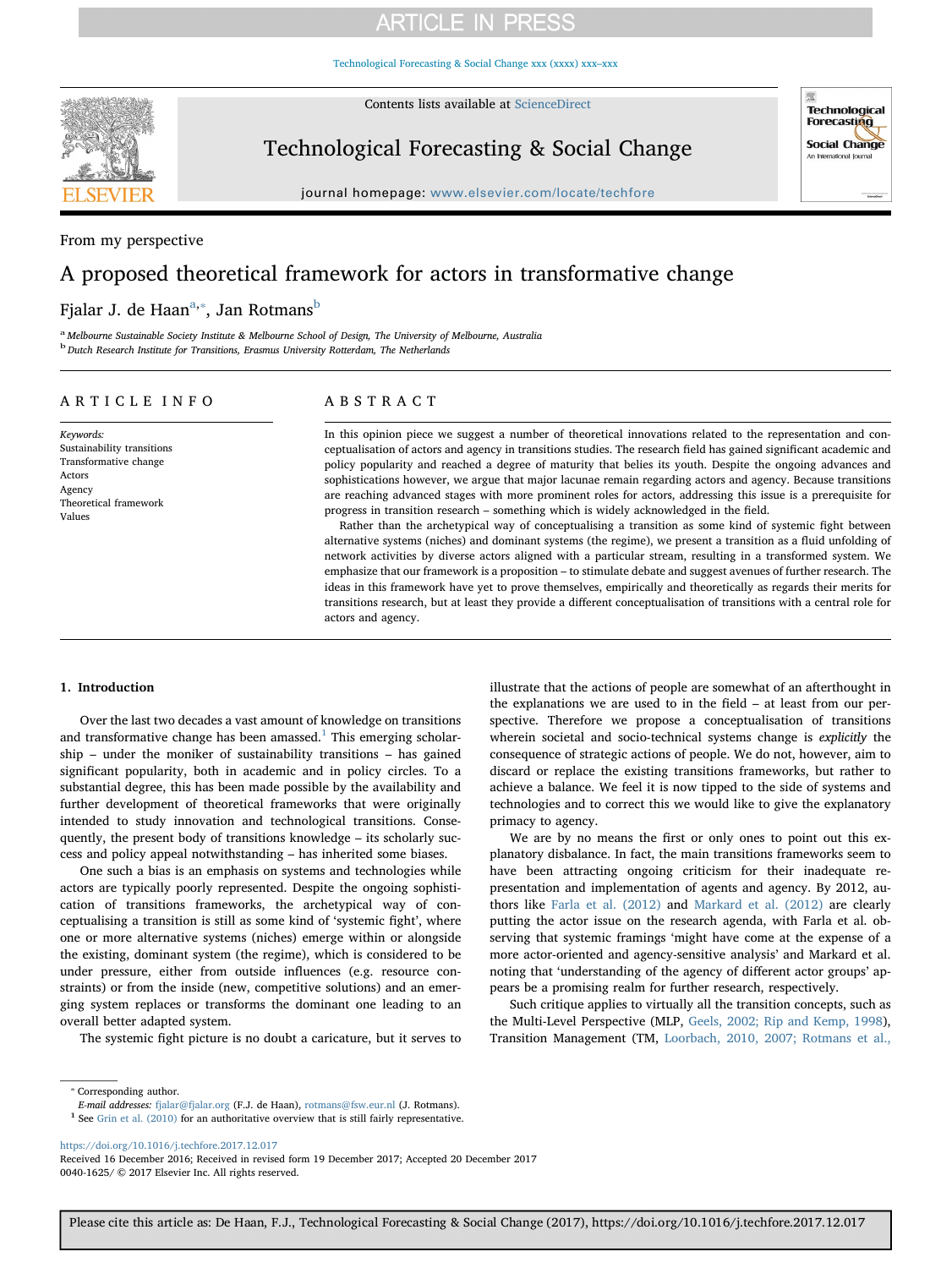From my perspective

# A proposed theoretical framework for actors in transformative change

Fjalar J. de Haan[a,*], Jan Rotmans[b]

[a] Melbourne Sustainable Society Institute & Melbourne School of Design, The University of Melbourne, Australia

[b] Dutch Research Institute for Transitions, Erasmus University Rotterdam, The Netherlands

## ARTICLE INFO

*Keywords:*
Sustainability transitions
Transformative change
Actors
Agency
Theoretical framework
Values

## ABSTRACT

In this opinion piece we suggest a number of theoretical innovations related to the representation and conceptualisation of actors and agency in transitions studies. The research field has gained significant academic and policy popularity and reached a degree of maturity that belies its youth. Despite the ongoing advances and sophistications however, we argue that major lacunae remain regarding actors and agency. Because transitions are reaching advanced stages with more prominent roles for actors, addressing this issue is a prerequisite for progress in transition research – something which is widely acknowledged in the field.

Rather than the archetypical way of conceptualising a transition as some kind of systemic fight between alternative systems (niches) and dominant systems (the regime), we present a transition as a fluid unfolding of network activities by diverse actors aligned with a particular stream, resulting in a transformed system. We emphasize that our framework is a proposition – to stimulate debate and suggest avenues of further research. The ideas in this framework have yet to prove themselves, empirically and theoretically as regards their merits for transitions research, but at least they provide a different conceptualisation of transitions with a central role for actors and agency.

## 1. Introduction

Over the last two decades a vast amount of knowledge on transitions and transformative change has been amassed.[1] This emerging scholarship – under the moniker of sustainability transitions – has gained significant popularity, both in academic and in policy circles. To a substantial degree, this has been made possible by the availability and further development of theoretical frameworks that were originally intended to study innovation and technological transitions. Consequently, the present body of transitions knowledge – its scholarly success and policy appeal notwithstanding – has inherited some biases.

One such a bias is an emphasis on systems and technologies while actors are typically poorly represented. Despite the ongoing sophistication of transitions frameworks, the archetypical way of conceptualising a transition is still as some kind of 'systemic fight', where one or more alternative systems (niches) emerge within or alongside the existing, dominant system (the regime), which is considered to be under pressure, either from outside influences (e.g. resource constraints) or from the inside (new, competitive solutions) and an emerging system replaces or transforms the dominant one leading to an overall better adapted system.

The systemic fight picture is no doubt a caricature, but it serves to illustrate that the actions of people are somewhat of an afterthought in the explanations we are used to in the field – at least from our perspective. Therefore we propose a conceptualisation of transitions wherein societal and socio-technical systems change is *explicitly* the consequence of strategic actions of people. We do not, however, aim to discard or replace the existing transitions frameworks, but rather to achieve a balance. We feel it is now tipped to the side of systems and technologies and to correct this we would like to give the explanatory primacy to agency.

We are by no means the first or only ones to point out this explanatory disbalance. In fact, the main transitions frameworks seem to have been attracting ongoing criticism for their inadequate representation and implementation of agents and agency. By 2012, authors like Farla et al. (2012) and Markard et al. (2012) are clearly putting the actor issue on the research agenda, with Farla et al. observing that systemic framings 'might have come at the expense of a more actor-oriented and agency-sensitive analysis' and Markard et al. noting that 'understanding of the agency of different actor groups' appears be a promising realm for further research, respectively.

Such critique applies to virtually all the transition concepts, such as the Multi-Level Perspective (MLP, Geels, 2002; Rip and Kemp, 1998), Transition Management (TM, Loorbach, 2010, 2007; Rotmans et al.,

---

* Corresponding author.
*E-mail addresses:* fjalar@fjalar.org (F.J. de Haan), rotmans@fsw.eur.nl (J. Rotmans).

[1] See Grin et al. (2010) for an authoritative overview that is still fairly representative.

https://doi.org/10.1016/j.techfore.2017.12.017
Received 16 December 2016; Received in revised form 19 December 2017; Accepted 20 December 2017
0040-1625/ © 2017 Elsevier Inc. All rights reserved.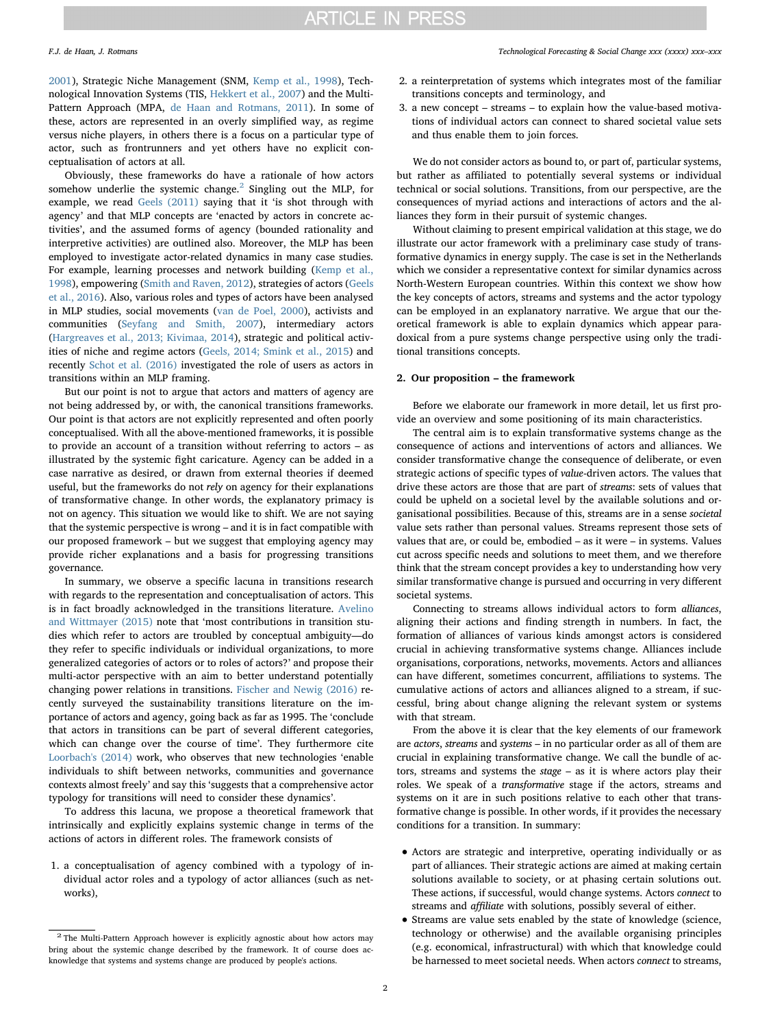2001), Strategic Niche Management (SNM, Kemp et al., 1998), Technological Innovation Systems (TIS, Hekkert et al., 2007) and the Multi-Pattern Approach (MPA, de Haan and Rotmans, 2011). In some of these, actors are represented in an overly simplified way, as regime versus niche players, in others there is a focus on a particular type of actor, such as frontrunners and yet others have no explicit conceptualisation of actors at all.

Obviously, these frameworks do have a rationale of how actors somehow underlie the systemic change.[2] Singling out the MLP, for example, we read Geels (2011) saying that it 'is shot through with agency' and that MLP concepts are 'enacted by actors in concrete activities', and the assumed forms of agency (bounded rationality and interpretive activities) are outlined also. Moreover, the MLP has been employed to investigate actor-related dynamics in many case studies. For example, learning processes and network building (Kemp et al., 1998), empowering (Smith and Raven, 2012), strategies of actors (Geels et al., 2016). Also, various roles and types of actors have been analysed in MLP studies, social movements (van de Poel, 2000), activists and communities (Seyfang and Smith, 2007), intermediary actors (Hargreaves et al., 2013; Kivimaa, 2014), strategic and political activities of niche and regime actors (Geels, 2014; Smink et al., 2015) and recently Schot et al. (2016) investigated the role of users as actors in transitions within an MLP framing.

But our point is not to argue that actors and matters of agency are not being addressed by, or with, the canonical transitions frameworks. Our point is that actors are not explicitly represented and often poorly conceptualised. With all the above-mentioned frameworks, it is possible to provide an account of a transition without referring to actors – as illustrated by the systemic fight caricature. Agency can be added in a case narrative as desired, or drawn from external theories if deemed useful, but the frameworks do not *rely* on agency for their explanations of transformative change. In other words, the explanatory primacy is not on agency. This situation we would like to shift. We are not saying that the systemic perspective is wrong – and it is in fact compatible with our proposed framework – but we suggest that employing agency may provide richer explanations and a basis for progressing transitions governance.

In summary, we observe a specific lacuna in transitions research with regards to the representation and conceptualisation of actors. This is in fact broadly acknowledged in the transitions literature. Avelino and Wittmayer (2015) note that 'most contributions in transition studies which refer to actors are troubled by conceptual ambiguity—do they refer to specific individuals or individual organizations, to more generalized categories of actors or to roles of actors?' and propose their multi-actor perspective with an aim to better understand potentially changing power relations in transitions. Fischer and Newig (2016) recently surveyed the sustainability transitions literature on the importance of actors and agency, going back as far as 1995. The 'conclude that actors in transitions can be part of several different categories, which can change over the course of time'. They furthermore cite Loorbach's (2014) work, who observes that new technologies 'enable individuals to shift between networks, communities and governance contexts almost freely' and say this 'suggests that a comprehensive actor typology for transitions will need to consider these dynamics'.

To address this lacuna, we propose a theoretical framework that intrinsically and explicitly explains systemic change in terms of the actions of actors in different roles. The framework consists of

1. a conceptualisation of agency combined with a typology of individual actor roles and a typology of actor alliances (such as networks),
2. a reinterpretation of systems which integrates most of the familiar transitions concepts and terminology, and
3. a new concept – streams – to explain how the value-based motivations of individual actors can connect to shared societal value sets and thus enable them to join forces.

We do not consider actors as bound to, or part of, particular systems, but rather as affiliated to potentially several systems or individual technical or social solutions. Transitions, from our perspective, are the consequences of myriad actions and interactions of actors and the alliances they form in their pursuit of systemic changes.

Without claiming to present empirical validation at this stage, we do illustrate our actor framework with a preliminary case study of transformative dynamics in energy supply. The case is set in the Netherlands which we consider a representative context for similar dynamics across North-Western European countries. Within this context we show how the key concepts of actors, streams and systems and the actor typology can be employed in an explanatory narrative. We argue that our theoretical framework is able to explain dynamics which appear paradoxical from a pure systems change perspective using only the traditional transitions concepts.

## 2. Our proposition – the framework

Before we elaborate our framework in more detail, let us first provide an overview and some positioning of its main characteristics.

The central aim is to explain transformative systems change as the consequence of actions and interventions of actors and alliances. We consider transformative change the consequence of deliberate, or even strategic actions of specific types of *value*-driven actors. The values that drive these actors are those that are part of *streams*: sets of values that could be upheld on a societal level by the available solutions and organisational possibilities. Because of this, streams are in a sense *societal* value sets rather than personal values. Streams represent those sets of values that are, or could be, embodied – as it were – in systems. Values cut across specific needs and solutions to meet them, and we therefore think that the stream concept provides a key to understanding how very similar transformative change is pursued and occurring in very different societal systems.

Connecting to streams allows individual actors to form *alliances*, aligning their actions and finding strength in numbers. In fact, the formation of alliances of various kinds amongst actors is considered crucial in achieving transformative systems change. Alliances include organisations, corporations, networks, movements. Actors and alliances can have different, sometimes concurrent, affiliations to systems. The cumulative actions of actors and alliances aligned to a stream, if successful, bring about change aligning the relevant system or systems with that stream.

From the above it is clear that the key elements of our framework are *actors*, *streams* and *systems* – in no particular order as all of them are crucial in explaining transformative change. We call the bundle of actors, streams and systems the *stage* – as it is where actors play their roles. We speak of a *transformative* stage if the actors, streams and systems on it are in such positions relative to each other that transformative change is possible. In other words, if it provides the necessary conditions for a transition. In summary:

- Actors are strategic and interpretive, operating individually or as part of alliances. Their strategic actions are aimed at making certain solutions available to society, or at phasing certain solutions out. These actions, if successful, would change systems. Actors *connect* to streams and *affiliate* with solutions, possibly several of either.
- Streams are value sets enabled by the state of knowledge (science, technology or otherwise) and the available organising principles (e.g. economical, infrastructural) with which that knowledge could be harnessed to meet societal needs. When actors *connect* to streams,

[2] The Multi-Pattern Approach however is explicitly agnostic about how actors may bring about the systemic change described by the framework. It of course does acknowledge that systems and systems change are produced by people's actions.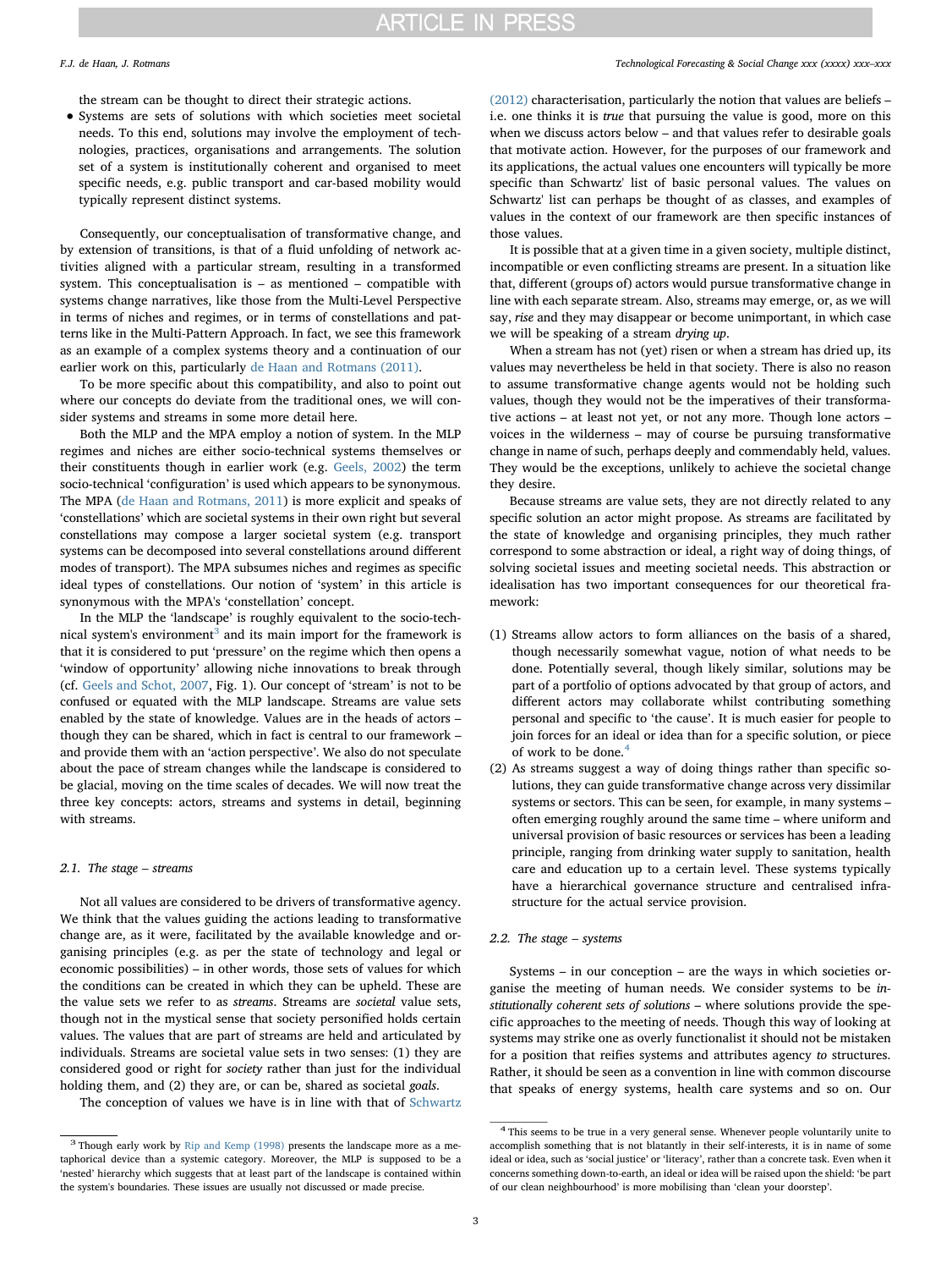the stream can be thought to direct their strategic actions.

- Systems are sets of solutions with which societies meet societal needs. To this end, solutions may involve the employment of technologies, practices, organisations and arrangements. The solution set of a system is institutionally coherent and organised to meet specific needs, e.g. public transport and car-based mobility would typically represent distinct systems.

Consequently, our conceptualisation of transformative change, and by extension of transitions, is that of a fluid unfolding of network activities aligned with a particular stream, resulting in a transformed system. This conceptualisation is – as mentioned – compatible with systems change narratives, like those from the Multi-Level Perspective in terms of niches and regimes, or in terms of constellations and patterns like in the Multi-Pattern Approach. In fact, we see this framework as an example of a complex systems theory and a continuation of our earlier work on this, particularly de Haan and Rotmans (2011).

To be more specific about this compatibility, and also to point out where our concepts do deviate from the traditional ones, we will consider systems and streams in some more detail here.

Both the MLP and the MPA employ a notion of system. In the MLP regimes and niches are either socio-technical systems themselves or their constituents though in earlier work (e.g. Geels, 2002) the term socio-technical 'configuration' is used which appears to be synonymous. The MPA (de Haan and Rotmans, 2011) is more explicit and speaks of 'constellations' which are societal systems in their own right but several constellations may compose a larger societal system (e.g. transport systems can be decomposed into several constellations around different modes of transport). The MPA subsumes niches and regimes as specific ideal types of constellations. Our notion of 'system' in this article is synonymous with the MPA's 'constellation' concept.

In the MLP the 'landscape' is roughly equivalent to the socio-technical system's environment[3] and its main import for the framework is that it is considered to put 'pressure' on the regime which then opens a 'window of opportunity' allowing niche innovations to break through (cf. Geels and Schot, 2007, Fig. 1). Our concept of 'stream' is not to be confused or equated with the MLP landscape. Streams are value sets enabled by the state of knowledge. Values are in the heads of actors – though they can be shared, which in fact is central to our framework – and provide them with an 'action perspective'. We also do not speculate about the pace of stream changes while the landscape is considered to be glacial, moving on the time scales of decades. We will now treat the three key concepts: actors, streams and systems in detail, beginning with streams.

### 2.1. The stage – streams

Not all values are considered to be drivers of transformative agency. We think that the values guiding the actions leading to transformative change are, as it were, facilitated by the available knowledge and organising principles (e.g. as per the state of technology and legal or economic possibilities) – in other words, those sets of values for which the conditions can be created in which they can be upheld. These are the value sets we refer to as *streams*. Streams are *societal* value sets, though not in the mystical sense that society personified holds certain values. The values that are part of streams are held and articulated by individuals. Streams are societal value sets in two senses: (1) they are considered good or right for *society* rather than just for the individual holding them, and (2) they are, or can be, shared as societal *goals*.

The conception of values we have is in line with that of Schwartz (2012) characterisation, particularly the notion that values are beliefs – i.e. one thinks it is *true* that pursuing the value is good, more on this when we discuss actors below – and that values refer to desirable goals that motivate action. However, for the purposes of our framework and its applications, the actual values one encounters will typically be more specific than Schwartz' list of basic personal values. The values on Schwartz' list can perhaps be thought of as classes, and examples of values in the context of our framework are then specific instances of those values.

It is possible that at a given time in a given society, multiple distinct, incompatible or even conflicting streams are present. In a situation like that, different (groups of) actors would pursue transformative change in line with each separate stream. Also, streams may emerge, or, as we will say, *rise* and they may disappear or become unimportant, in which case we will be speaking of a stream *drying up*.

When a stream has not (yet) risen or when a stream has dried up, its values may nevertheless be held in that society. There is also no reason to assume transformative change agents would not be holding such values, though they would not be the imperatives of their transformative actions – at least not yet, or not any more. Though lone actors – voices in the wilderness – may of course be pursuing transformative change in name of such, perhaps deeply and commendably held, values. They would be the exceptions, unlikely to achieve the societal change they desire.

Because streams are value sets, they are not directly related to any specific solution an actor might propose. As streams are facilitated by the state of knowledge and organising principles, they much rather correspond to some abstraction or ideal, a right way of doing things, of solving societal issues and meeting societal needs. This abstraction or idealisation has two important consequences for our theoretical framework:

(1) Streams allow actors to form alliances on the basis of a shared, though necessarily somewhat vague, notion of what needs to be done. Potentially several, though likely similar, solutions may be part of a portfolio of options advocated by that group of actors, and different actors may collaborate whilst contributing something personal and specific to 'the cause'. It is much easier for people to join forces for an ideal or idea than for a specific solution, or piece of work to be done.[4]

(2) As streams suggest a way of doing things rather than specific solutions, they can guide transformative change across very dissimilar systems or sectors. This can be seen, for example, in many systems – often emerging roughly around the same time – where uniform and universal provision of basic resources or services has been a leading principle, ranging from drinking water supply to sanitation, health care and education up to a certain level. These systems typically have a hierarchical governance structure and centralised infrastructure for the actual service provision.

### 2.2. The stage – systems

Systems – in our conception – are the ways in which societies organise the meeting of human needs. We consider systems to be *institutionally coherent sets of solutions* – where solutions provide the specific approaches to the meeting of needs. Though this way of looking at systems may strike one as overly functionalist it should not be mistaken for a position that reifies systems and attributes agency *to* structures. Rather, it should be seen as a convention in line with common discourse that speaks of energy systems, health care systems and so on. Our

---

[3] Though early work by Rip and Kemp (1998) presents the landscape more as a metaphorical device than a systemic category. Moreover, the MLP is supposed to be a 'nested' hierarchy which suggests that at least part of the landscape is contained within the system's boundaries. These issues are usually not discussed or made precise.

[4] This seems to be true in a very general sense. Whenever people voluntarily unite to accomplish something that is not blatantly in their self-interests, it is in name of some ideal or idea, such as 'social justice' or 'literacy', rather than a concrete task. Even when it concerns something down-to-earth, an ideal or idea will be raised upon the shield: 'be part of our clean neighbourhood' is more mobilising than 'clean your doorstep'.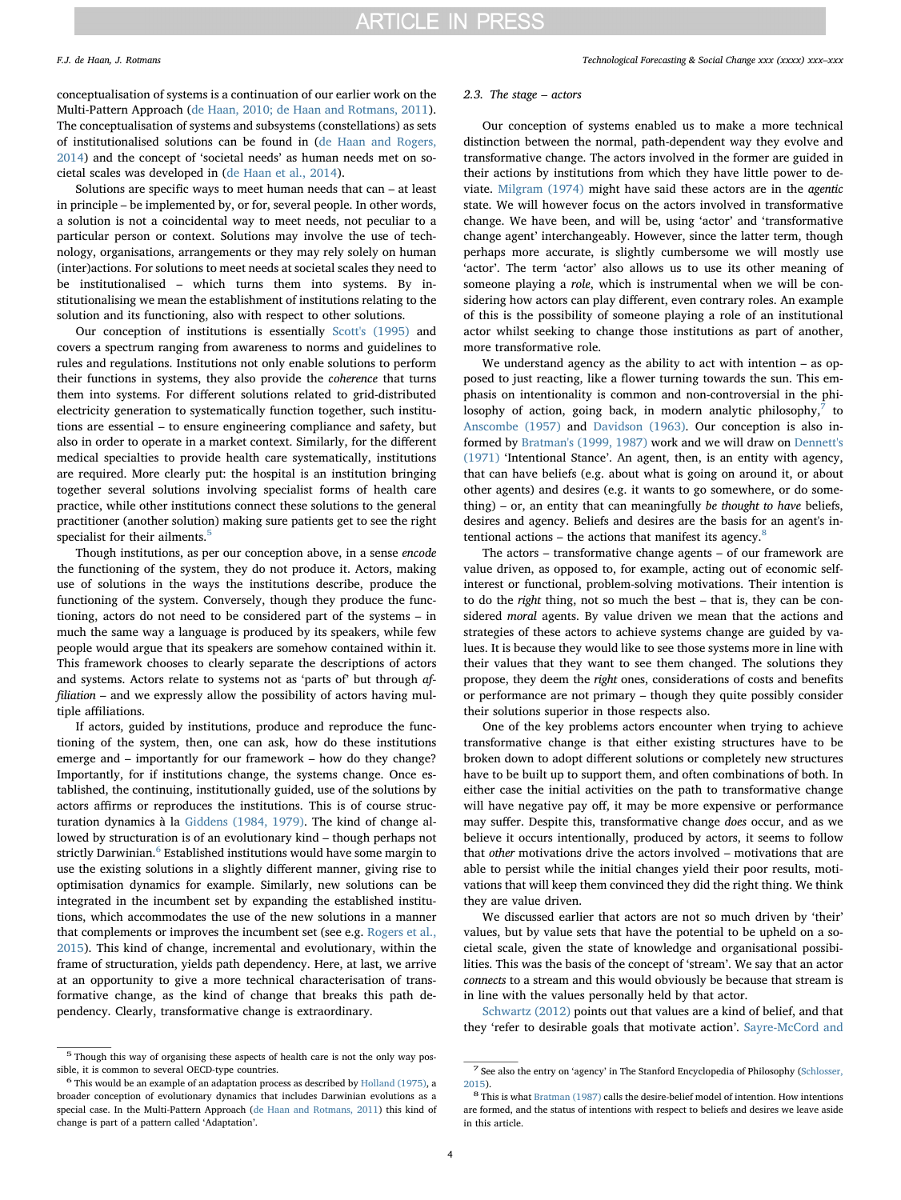conceptualisation of systems is a continuation of our earlier work on the Multi-Pattern Approach (de Haan, 2010; de Haan and Rotmans, 2011). The conceptualisation of systems and subsystems (constellations) as sets of institutionalised solutions can be found in (de Haan and Rogers, 2014) and the concept of 'societal needs' as human needs met on societal scales was developed in (de Haan et al., 2014).

Solutions are specific ways to meet human needs that can – at least in principle – be implemented by, or for, several people. In other words, a solution is not a coincidental way to meet needs, not peculiar to a particular person or context. Solutions may involve the use of technology, organisations, arrangements or they may rely solely on human (inter)actions. For solutions to meet needs at societal scales they need to be institutionalised – which turns them into systems. By institutionalising we mean the establishment of institutions relating to the solution and its functioning, also with respect to other solutions.

Our conception of institutions is essentially Scott's (1995) and covers a spectrum ranging from awareness to norms and guidelines to rules and regulations. Institutions not only enable solutions to perform their functions in systems, they also provide the *coherence* that turns them into systems. For different solutions related to grid-distributed electricity generation to systematically function together, such institutions are essential – to ensure engineering compliance and safety, but also in order to operate in a market context. Similarly, for the different medical specialties to provide health care systematically, institutions are required. More clearly put: the hospital is an institution bringing together several solutions involving specialist forms of health care practice, while other institutions connect these solutions to the general practitioner (another solution) making sure patients get to see the right specialist for their ailments.[5]

Though institutions, as per our conception above, in a sense *encode* the functioning of the system, they do not produce it. Actors, making use of solutions in the ways the institutions describe, produce the functioning of the system. Conversely, though they produce the functioning, actors do not need to be considered part of the systems – in much the same way a language is produced by its speakers, while few people would argue that its speakers are somehow contained within it. This framework chooses to clearly separate the descriptions of actors and systems. Actors relate to systems not as 'parts of' but through *affiliation* – and we expressly allow the possibility of actors having multiple affiliations.

If actors, guided by institutions, produce and reproduce the functioning of the system, then, one can ask, how do these institutions emerge and – importantly for our framework – how do they change? Importantly, for if institutions change, the systems change. Once established, the continuing, institutionally guided, use of the solutions by actors affirms or reproduces the institutions. This is of course structuration dynamics à la Giddens (1984, 1979). The kind of change allowed by structuration is of an evolutionary kind – though perhaps not strictly Darwinian.[6] Established institutions would have some margin to use the existing solutions in a slightly different manner, giving rise to optimisation dynamics for example. Similarly, new solutions can be integrated in the incumbent set by expanding the established institutions, which accommodates the use of the new solutions in a manner that complements or improves the incumbent set (see e.g. Rogers et al., 2015). This kind of change, incremental and evolutionary, within the frame of structuration, yields path dependency. Here, at last, we arrive at an opportunity to give a more technical characterisation of transformative change, as the kind of change that breaks this path dependency. Clearly, transformative change is extraordinary.

### 2.3. The stage – actors

Our conception of systems enabled us to make a more technical distinction between the normal, path-dependent way they evolve and transformative change. The actors involved in the former are guided in their actions by institutions from which they have little power to deviate. Milgram (1974) might have said these actors are in the *agentic* state. We will however focus on the actors involved in transformative change. We have been, and will be, using 'actor' and 'transformative change agent' interchangeably. However, since the latter term, though perhaps more accurate, is slightly cumbersome we will mostly use 'actor'. The term 'actor' also allows us to use its other meaning of someone playing a *role*, which is instrumental when we will be considering how actors can play different, even contrary roles. An example of this is the possibility of someone playing a role of an institutional actor whilst seeking to change those institutions as part of another, more transformative role.

We understand agency as the ability to act with intention – as opposed to just reacting, like a flower turning towards the sun. This emphasis on intentionality is common and non-controversial in the philosophy of action, going back, in modern analytic philosophy,[7] to Anscombe (1957) and Davidson (1963). Our conception is also informed by Bratman's (1999, 1987) work and we will draw on Dennett's (1971) 'Intentional Stance'. An agent, then, is an entity with agency, that can have beliefs (e.g. about what is going on around it, or about other agents) and desires (e.g. it wants to go somewhere, or do something) – or, an entity that can meaningfully *be thought to have* beliefs, desires and agency. Beliefs and desires are the basis for an agent's intentional actions – the actions that manifest its agency.[8]

The actors – transformative change agents – of our framework are value driven, as opposed to, for example, acting out of economic self-interest or functional, problem-solving motivations. Their intention is to do the *right* thing, not so much the best – that is, they can be considered *moral* agents. By value driven we mean that the actions and strategies of these actors to achieve systems change are guided by values. It is because they would like to see those systems more in line with their values that they want to see them changed. The solutions they propose, they deem the *right* ones, considerations of costs and benefits or performance are not primary – though they quite possibly consider their solutions superior in those respects also.

One of the key problems actors encounter when trying to achieve transformative change is that either existing structures have to be broken down to adopt different solutions or completely new structures have to be built up to support them, and often combinations of both. In either case the initial activities on the path to transformative change will have negative pay off, it may be more expensive or performance may suffer. Despite this, transformative change *does* occur, and as we believe it occurs intentionally, produced by actors, it seems to follow that *other* motivations drive the actors involved – motivations that are able to persist while the initial changes yield their poor results, motivations that will keep them convinced they did the right thing. We think they are value driven.

We discussed earlier that actors are not so much driven by 'their' values, but by value sets that have the potential to be upheld on a societal scale, given the state of knowledge and organisational possibilities. This was the basis of the concept of 'stream'. We say that an actor *connects* to a stream and this would obviously be because that stream is in line with the values personally held by that actor.

Schwartz (2012) points out that values are a kind of belief, and that they 'refer to desirable goals that motivate action'. Sayre-McCord and

---

[5] Though this way of organising these aspects of health care is not the only way possible, it is common to several OECD-type countries.

[6] This would be an example of an adaptation process as described by Holland (1975), a broader conception of evolutionary dynamics that includes Darwinian evolutions as a special case. In the Multi-Pattern Approach (de Haan and Rotmans, 2011) this kind of change is part of a pattern called 'Adaptation'.

[7] See also the entry on 'agency' in The Stanford Encyclopedia of Philosophy (Schlosser, 2015).

[8] This is what Bratman (1987) calls the desire-belief model of intention. How intentions are formed, and the status of intentions with respect to beliefs and desires we leave aside in this article.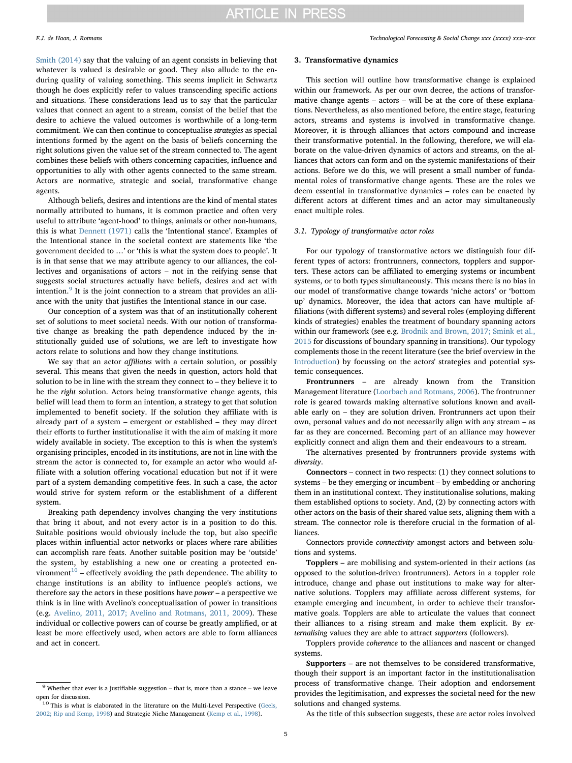Smith (2014) say that the valuing of an agent consists in believing that whatever is valued is desirable or good. They also allude to the enduring quality of valuing something. This seems implicit in Schwartz though he does explicitly refer to values transcending specific actions and situations. These considerations lead us to say that the particular values that connect an agent to a stream, consist of the belief that the desire to achieve the valued outcomes is worthwhile of a long-term commitment. We can then continue to conceptualise *strategies* as special intentions formed by the agent on the basis of beliefs concerning the right solutions given the value set of the stream connected to. The agent combines these beliefs with others concerning capacities, influence and opportunities to ally with other agents connected to the same stream. Actors are normative, strategic and social, transformative change agents.

Although beliefs, desires and intentions are the kind of mental states normally attributed to humans, it is common practice and often very useful to attribute 'agent-hood' to things, animals or other non-humans, this is what Dennett (1971) calls the 'Intentional stance'. Examples of the Intentional stance in the societal context are statements like 'the government decided to …' or 'this is what the system does to people'. It is in that sense that we may attribute agency to our alliances, the collectives and organisations of actors – not in the reifying sense that suggests social structures actually have beliefs, desires and act with intention.[9] It is the joint connection to a stream that provides an alliance with the unity that justifies the Intentional stance in our case.

Our conception of a system was that of an institutionally coherent set of solutions to meet societal needs. With our notion of transformative change as breaking the path dependence induced by the institutionally guided use of solutions, we are left to investigate how actors relate to solutions and how they change institutions.

We say that an actor *affiliates* with a certain solution, or possibly several. This means that given the needs in question, actors hold that solution to be in line with the stream they connect to – they believe it to be the *right* solution. Actors being transformative change agents, this belief will lead them to form an intention, a strategy to get that solution implemented to benefit society. If the solution they affiliate with is already part of a system – emergent or established – they may direct their efforts to further institutionalise it with the aim of making it more widely available in society. The exception to this is when the system's organising principles, encoded in its institutions, are not in line with the stream the actor is connected to, for example an actor who would affiliate with a solution offering vocational education but not if it were part of a system demanding competitive fees. In such a case, the actor would strive for system reform or the establishment of a different system.

Breaking path dependency involves changing the very institutions that bring it about, and not every actor is in a position to do this. Suitable positions would obviously include the top, but also specific places within influential actor networks or places where rare abilities can accomplish rare feats. Another suitable position may be 'outside' the system, by establishing a new one or creating a protected environment[10] – effectively avoiding the path dependence. The ability to change institutions is an ability to influence people's actions, we therefore say the actors in these positions have *power* – a perspective we think is in line with Avelino's conceptualisation of power in transitions (e.g. Avelino, 2011, 2017; Avelino and Rotmans, 2011, 2009). These individual or collective powers can of course be greatly amplified, or at least be more effectively used, when actors are able to form alliances and act in concert.

## 3. Transformative dynamics

This section will outline how transformative change is explained within our framework. As per our own decree, the actions of transformative change agents – actors – will be at the core of these explanations. Nevertheless, as also mentioned before, the entire stage, featuring actors, streams and systems is involved in transformative change. Moreover, it is through alliances that actors compound and increase their transformative potential. In the following, therefore, we will elaborate on the value-driven dynamics of actors and streams, on the alliances that actors can form and on the systemic manifestations of their actions. Before we do this, we will present a small number of fundamental roles of transformative change agents. These are the roles we deem essential in transformative dynamics – roles can be enacted by different actors at different times and an actor may simultaneously enact multiple roles.

### 3.1. Typology of transformative actor roles

For our typology of transformative actors we distinguish four different types of actors: frontrunners, connectors, topplers and supporters. These actors can be affiliated to emerging systems or incumbent systems, or to both types simultaneously. This means there is no bias in our model of transformative change towards 'niche actors' or 'bottom up' dynamics. Moreover, the idea that actors can have multiple affiliations (with different systems) and several roles (employing different kinds of strategies) enables the treatment of boundary spanning actors within our framework (see e.g. Brodnik and Brown, 2017; Smink et al., 2015 for discussions of boundary spanning in transitions). Our typology complements those in the recent literature (see the brief overview in the Introduction) by focussing on the actors' strategies and potential systemic consequences.

**Frontrunners** – are already known from the Transition Management literature (Loorbach and Rotmans, 2006). The frontrunner role is geared towards making alternative solutions known and available early on – they are solution driven. Frontrunners act upon their own, personal values and do not necessarily align with any stream – as far as they are concerned. Becoming part of an alliance may however explicitly connect and align them and their endeavours to a stream.

The alternatives presented by frontrunners provide systems with *diversity*.

**Connectors** – connect in two respects: (1) they connect solutions to systems – be they emerging or incumbent – by embedding or anchoring them in an institutional context. They institutionalise solutions, making them established options to society. And, (2) by connecting actors with other actors on the basis of their shared value sets, aligning them with a stream. The connector role is therefore crucial in the formation of alliances.

Connectors provide *connectivity* amongst actors and between solutions and systems.

**Topplers** – are mobilising and system-oriented in their actions (as opposed to the solution-driven frontrunners). Actors in a toppler role introduce, change and phase out institutions to make way for alternative solutions. Topplers may affiliate across different systems, for example emerging and incumbent, in order to achieve their transformative goals. Topplers are able to articulate the values that connect their alliances to a rising stream and make them explicit. By *externalising* values they are able to attract *supporters* (followers).

Topplers provide *coherence* to the alliances and nascent or changed systems.

**Supporters** – are not themselves to be considered transformative, though their support is an important factor in the institutionalisation process of transformative change. Their adoption and endorsement provides the legitimisation, and expresses the societal need for the new solutions and changed systems.

As the title of this subsection suggests, these are actor roles involved

---

[9] Whether that ever is a justifiable suggestion – that is, more than a stance – we leave open for discussion.

[10] This is what is elaborated in the literature on the Multi-Level Perspective (Geels, 2002; Rip and Kemp, 1998) and Strategic Niche Management (Kemp et al., 1998).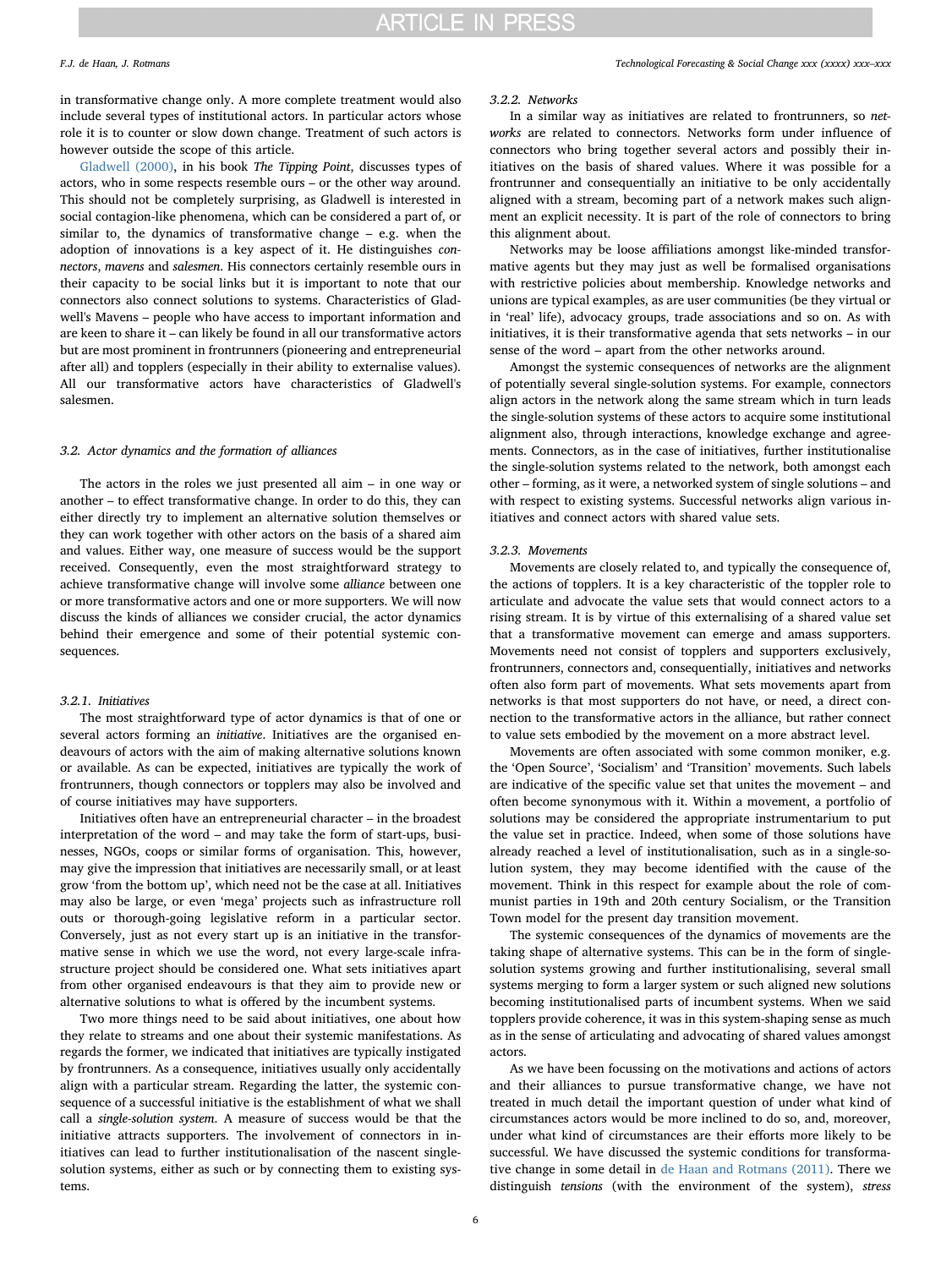in transformative change only. A more complete treatment would also include several types of institutional actors. In particular actors whose role it is to counter or slow down change. Treatment of such actors is however outside the scope of this article.

Gladwell (2000), in his book *The Tipping Point*, discusses types of actors, who in some respects resemble ours – or the other way around. This should not be completely surprising, as Gladwell is interested in social contagion-like phenomena, which can be considered a part of, or similar to, the dynamics of transformative change – e.g. when the adoption of innovations is a key aspect of it. He distinguishes *connectors*, *mavens* and *salesmen*. His connectors certainly resemble ours in their capacity to be social links but it is important to note that our connectors also connect solutions to systems. Characteristics of Gladwell's Mavens – people who have access to important information and are keen to share it – can likely be found in all our transformative actors but are most prominent in frontrunners (pioneering and entrepreneurial after all) and topplers (especially in their ability to externalise values). All our transformative actors have characteristics of Gladwell's salesmen.

### 3.2. Actor dynamics and the formation of alliances

The actors in the roles we just presented all aim – in one way or another – to effect transformative change. In order to do this, they can either directly try to implement an alternative solution themselves or they can work together with other actors on the basis of a shared aim and values. Either way, one measure of success would be the support received. Consequently, even the most straightforward strategy to achieve transformative change will involve some *alliance* between one or more transformative actors and one or more supporters. We will now discuss the kinds of alliances we consider crucial, the actor dynamics behind their emergence and some of their potential systemic consequences.

#### 3.2.1. Initiatives

The most straightforward type of actor dynamics is that of one or several actors forming an *initiative*. Initiatives are the organised endeavours of actors with the aim of making alternative solutions known or available. As can be expected, initiatives are typically the work of frontrunners, though connectors or topplers may also be involved and of course initiatives may have supporters.

Initiatives often have an entrepreneurial character – in the broadest interpretation of the word – and may take the form of start-ups, businesses, NGOs, coops or similar forms of organisation. This, however, may give the impression that initiatives are necessarily small, or at least grow 'from the bottom up', which need not be the case at all. Initiatives may also be large, or even 'mega' projects such as infrastructure roll outs or thorough-going legislative reform in a particular sector. Conversely, just as not every start up is an initiative in the transformative sense in which we use the word, not every large-scale infrastructure project should be considered one. What sets initiatives apart from other organised endeavours is that they aim to provide new or alternative solutions to what is offered by the incumbent systems.

Two more things need to be said about initiatives, one about how they relate to streams and one about their systemic manifestations. As regards the former, we indicated that initiatives are typically instigated by frontrunners. As a consequence, initiatives usually only accidentally align with a particular stream. Regarding the latter, the systemic consequence of a successful initiative is the establishment of what we shall call a *single-solution system*. A measure of success would be that the initiative attracts supporters. The involvement of connectors in initiatives can lead to further institutionalisation of the nascent single-solution systems, either as such or by connecting them to existing systems.

#### 3.2.2. Networks

In a similar way as initiatives are related to frontrunners, so *networks* are related to connectors. Networks form under influence of connectors who bring together several actors and possibly their initiatives on the basis of shared values. Where it was possible for a frontrunner and consequentially an initiative to be only accidentally aligned with a stream, becoming part of a network makes such alignment an explicit necessity. It is part of the role of connectors to bring this alignment about.

Networks may be loose affiliations amongst like-minded transformative agents but they may just as well be formalised organisations with restrictive policies about membership. Knowledge networks and unions are typical examples, as are user communities (be they virtual or in 'real' life), advocacy groups, trade associations and so on. As with initiatives, it is their transformative agenda that sets networks – in our sense of the word – apart from the other networks around.

Amongst the systemic consequences of networks are the alignment of potentially several single-solution systems. For example, connectors align actors in the network along the same stream which in turn leads the single-solution systems of these actors to acquire some institutional alignment also, through interactions, knowledge exchange and agreements. Connectors, as in the case of initiatives, further institutionalise the single-solution systems related to the network, both amongst each other – forming, as it were, a networked system of single solutions – and with respect to existing systems. Successful networks align various initiatives and connect actors with shared value sets.

#### 3.2.3. Movements

Movements are closely related to, and typically the consequence of, the actions of topplers. It is a key characteristic of the toppler role to articulate and advocate the value sets that would connect actors to a rising stream. It is by virtue of this externalising of a shared value set that a transformative movement can emerge and amass supporters. Movements need not consist of topplers and supporters exclusively, frontrunners, connectors and, consequentially, initiatives and networks often also form part of movements. What sets movements apart from networks is that most supporters do not have, or need, a direct connection to the transformative actors in the alliance, but rather connect to value sets embodied by the movement on a more abstract level.

Movements are often associated with some common moniker, e.g. the 'Open Source', 'Socialism' and 'Transition' movements. Such labels are indicative of the specific value set that unites the movement – and often become synonymous with it. Within a movement, a portfolio of solutions may be considered the appropriate instrumentarium to put the value set in practice. Indeed, when some of those solutions have already reached a level of institutionalisation, such as in a single-solution system, they may become identified with the cause of the movement. Think in this respect for example about the role of communist parties in 19th and 20th century Socialism, or the Transition Town model for the present day transition movement.

The systemic consequences of the dynamics of movements are the taking shape of alternative systems. This can be in the form of single-solution systems growing and further institutionalising, several small systems merging to form a larger system or such aligned new solutions becoming institutionalised parts of incumbent systems. When we said topplers provide coherence, it was in this system-shaping sense as much as in the sense of articulating and advocating of shared values amongst actors.

As we have been focussing on the motivations and actions of actors and their alliances to pursue transformative change, we have not treated in much detail the important question of under what kind of circumstances actors would be more inclined to do so, and, moreover, under what kind of circumstances are their efforts more likely to be successful. We have discussed the systemic conditions for transformative change in some detail in de Haan and Rotmans (2011). There we distinguish *tensions* (with the environment of the system), *stress*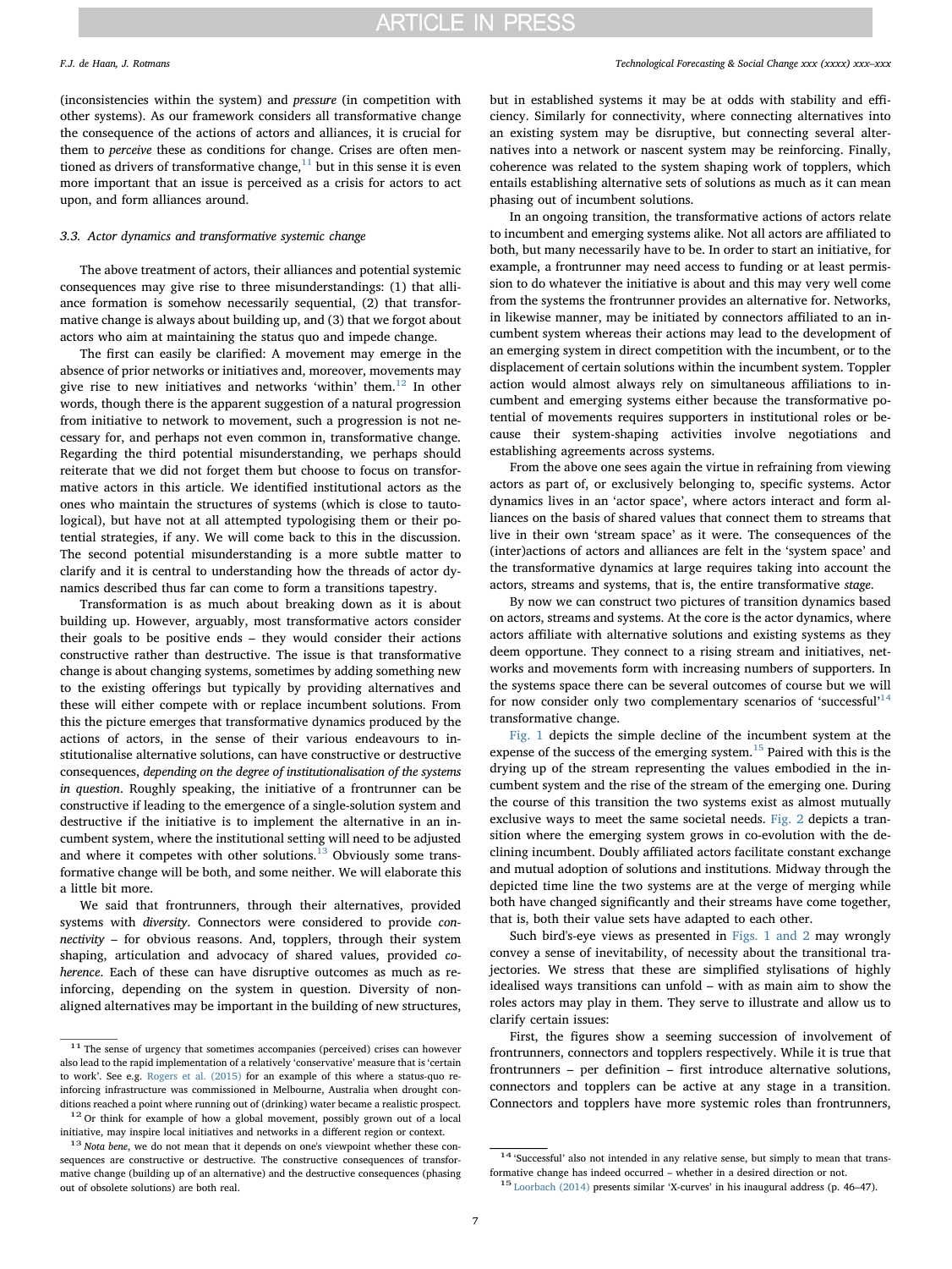(inconsistencies within the system) and *pressure* (in competition with other systems). As our framework considers all transformative change the consequence of the actions of actors and alliances, it is crucial for them to *perceive* these as conditions for change. Crises are often mentioned as drivers of transformative change,[11] but in this sense it is even more important that an issue is perceived as a crisis for actors to act upon, and form alliances around.

### 3.3. Actor dynamics and transformative systemic change

The above treatment of actors, their alliances and potential systemic consequences may give rise to three misunderstandings: (1) that alliance formation is somehow necessarily sequential, (2) that transformative change is always about building up, and (3) that we forgot about actors who aim at maintaining the status quo and impede change.

The first can easily be clarified: A movement may emerge in the absence of prior networks or initiatives and, moreover, movements may give rise to new initiatives and networks 'within' them.[12] In other words, though there is the apparent suggestion of a natural progression from initiative to network to movement, such a progression is not necessary for, and perhaps not even common in, transformative change. Regarding the third potential misunderstanding, we perhaps should reiterate that we did not forget them but choose to focus on transformative actors in this article. We identified institutional actors as the ones who maintain the structures of systems (which is close to tautological), but have not at all attempted typologising them or their potential strategies, if any. We will come back to this in the discussion. The second potential misunderstanding is a more subtle matter to clarify and it is central to understanding how the threads of actor dynamics described thus far can come to form a transitions tapestry.

Transformation is as much about breaking down as it is about building up. However, arguably, most transformative actors consider their goals to be positive ends – they would consider their actions constructive rather than destructive. The issue is that transformative change is about changing systems, sometimes by adding something new to the existing offerings but typically by providing alternatives and these will either compete with or replace incumbent solutions. From this the picture emerges that transformative dynamics produced by the actions of actors, in the sense of their various endeavours to institutionalise alternative solutions, can have constructive or destructive consequences, *depending on the degree of institutionalisation of the systems in question*. Roughly speaking, the initiative of a frontrunner can be constructive if leading to the emergence of a single-solution system and destructive if the initiative is to implement the alternative in an incumbent system, where the institutional setting will need to be adjusted and where it competes with other solutions.[13] Obviously some transformative change will be both, and some neither. We will elaborate this a little bit more.

We said that frontrunners, through their alternatives, provided systems with *diversity*. Connectors were considered to provide *connectivity* – for obvious reasons. And, topplers, through their system shaping, articulation and advocacy of shared values, provided *coherence*. Each of these can have disruptive outcomes as much as reinforcing, depending on the system in question. Diversity of non-aligned alternatives may be important in the building of new structures, but in established systems it may be at odds with stability and efficiency. Similarly for connectivity, where connecting alternatives into an existing system may be disruptive, but connecting several alternatives into a network or nascent system may be reinforcing. Finally, coherence was related to the system shaping work of topplers, which entails establishing alternative sets of solutions as much as it can mean phasing out of incumbent solutions.

In an ongoing transition, the transformative actions of actors relate to incumbent and emerging systems alike. Not all actors are affiliated to both, but many necessarily have to be. In order to start an initiative, for example, a frontrunner may need access to funding or at least permission to do whatever the initiative is about and this may very well come from the systems the frontrunner provides an alternative for. Networks, in likewise manner, may be initiated by connectors affiliated to an incumbent system whereas their actions may lead to the development of an emerging system in direct competition with the incumbent, or to the displacement of certain solutions within the incumbent system. Toppler action would almost always rely on simultaneous affiliations to incumbent and emerging systems either because the transformative potential of movements requires supporters in institutional roles or because their system-shaping activities involve negotiations and establishing agreements across systems.

From the above one sees again the virtue in refraining from viewing actors as part of, or exclusively belonging to, specific systems. Actor dynamics lives in an 'actor space', where actors interact and form alliances on the basis of shared values that connect them to streams that live in their own 'stream space' as it were. The consequences of the (inter)actions of actors and alliances are felt in the 'system space' and the transformative dynamics at large requires taking into account the actors, streams and systems, that is, the entire transformative *stage*.

By now we can construct two pictures of transition dynamics based on actors, streams and systems. At the core is the actor dynamics, where actors affiliate with alternative solutions and existing systems as they deem opportune. They connect to a rising stream and initiatives, networks and movements form with increasing numbers of supporters. In the systems space there can be several outcomes of course but we will for now consider only two complementary scenarios of 'successful'[14] transformative change.

Fig. 1 depicts the simple decline of the incumbent system at the expense of the success of the emerging system.[15] Paired with this is the drying up of the stream representing the values embodied in the incumbent system and the rise of the stream of the emerging one. During the course of this transition the two systems exist as almost mutually exclusive ways to meet the same societal needs. Fig. 2 depicts a transition where the emerging system grows in co-evolution with the declining incumbent. Doubly affiliated actors facilitate constant exchange and mutual adoption of solutions and institutions. Midway through the depicted time line the two systems are at the verge of merging while both have changed significantly and their streams have come together, that is, both their value sets have adapted to each other.

Such bird's-eye views as presented in Figs. 1 and 2 may wrongly convey a sense of inevitability, of necessity about the transitional trajectories. We stress that these are simplified stylisations of highly idealised ways transitions can unfold – with as main aim to show the roles actors may play in them. They serve to illustrate and allow us to clarify certain issues:

First, the figures show a seeming succession of involvement of frontrunners, connectors and topplers respectively. While it is true that frontrunners – per definition – first introduce alternative solutions, connectors and topplers can be active at any stage in a transition. Connectors and topplers have more systemic roles than frontrunners,

---

[11] The sense of urgency that sometimes accompanies (perceived) crises can however also lead to the rapid implementation of a relatively 'conservative' measure that is 'certain to work'. See e.g. Rogers et al. (2015) for an example of this where a status-quo reinforcing infrastructure was commissioned in Melbourne, Australia when drought conditions reached a point where running out of (drinking) water became a realistic prospect.

[12] Or think for example of how a global movement, possibly grown out of a local initiative, may inspire local initiatives and networks in a different region or context.

[13] *Nota bene*, we do not mean that it depends on one's viewpoint whether these consequences are constructive or destructive. The constructive consequences of transformative change (building up of an alternative) and the destructive consequences (phasing out of obsolete solutions) are both real.

[14] 'Successful' also not intended in any relative sense, but simply to mean that transformative change has indeed occurred – whether in a desired direction or not.

[15] Loorbach (2014) presents similar 'X-curves' in his inaugural address (p. 46–47).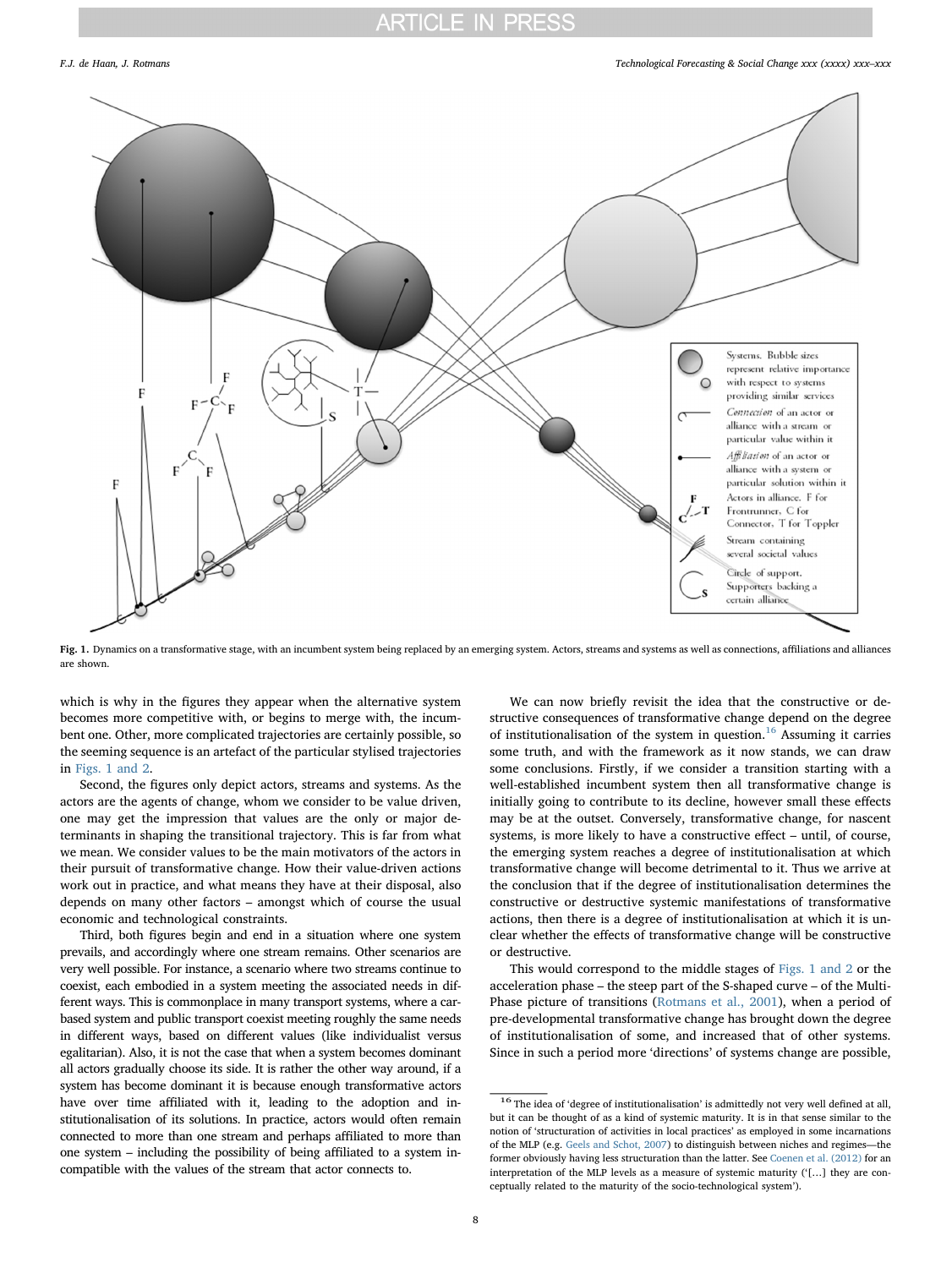**Fig. 1.** Dynamics on a transformative stage, with an incumbent system being replaced by an emerging system. Actors, streams and systems as well as connections, affiliations and alliances are shown.

which is why in the figures they appear when the alternative system becomes more competitive with, or begins to merge with, the incumbent one. Other, more complicated trajectories are certainly possible, so the seeming sequence is an artefact of the particular stylised trajectories in Figs. 1 and 2.

Second, the figures only depict actors, streams and systems. As the actors are the agents of change, whom we consider to be value driven, one may get the impression that values are the only or major determinants in shaping the transitional trajectory. This is far from what we mean. We consider values to be the main motivators of the actors in their pursuit of transformative change. How their value-driven actions work out in practice, and what means they have at their disposal, also depends on many other factors – amongst which of course the usual economic and technological constraints.

Third, both figures begin and end in a situation where one system prevails, and accordingly where one stream remains. Other scenarios are very well possible. For instance, a scenario where two streams continue to coexist, each embodied in a system meeting the associated needs in different ways. This is commonplace in many transport systems, where a car-based system and public transport coexist meeting roughly the same needs in different ways, based on different values (like individualist versus egalitarian). Also, it is not the case that when a system becomes dominant all actors gradually choose its side. It is rather the other way around, if a system has become dominant it is because enough transformative actors have over time affiliated with it, leading to the adoption and institutionalisation of its solutions. In practice, actors would often remain connected to more than one stream and perhaps affiliated to more than one system – including the possibility of being affiliated to a system incompatible with the values of the stream that actor connects to.

We can now briefly revisit the idea that the constructive or destructive consequences of transformative change depend on the degree of institutionalisation of the system in question.[16] Assuming it carries some truth, and with the framework as it now stands, we can draw some conclusions. Firstly, if we consider a transition starting with a well-established incumbent system then all transformative change is initially going to contribute to its decline, however small these effects may be at the outset. Conversely, transformative change, for nascent systems, is more likely to have a constructive effect – until, of course, the emerging system reaches a degree of institutionalisation at which transformative change will become detrimental to it. Thus we arrive at the conclusion that if the degree of institutionalisation determines the constructive or destructive systemic manifestations of transformative actions, then there is a degree of institutionalisation at which it is unclear whether the effects of transformative change will be constructive or destructive.

This would correspond to the middle stages of Figs. 1 and 2 or the acceleration phase – the steep part of the S-shaped curve – of the Multi-Phase picture of transitions (Rotmans et al., 2001), when a period of pre-developmental transformative change has brought down the degree of institutionalisation of some, and increased that of other systems. Since in such a period more 'directions' of systems change are possible,

[16] The idea of 'degree of institutionalisation' is admittedly not very well defined at all, but it can be thought of as a kind of systemic maturity. It is in that sense similar to the notion of 'structuration of activities in local practices' as employed in some incarnations of the MLP (e.g. Geels and Schot, 2007) to distinguish between niches and regimes—the former obviously having less structuration than the latter. See Coenen et al. (2012) for an interpretation of the MLP levels as a measure of systemic maturity ('[…] they are conceptually related to the maturity of the socio-technological system').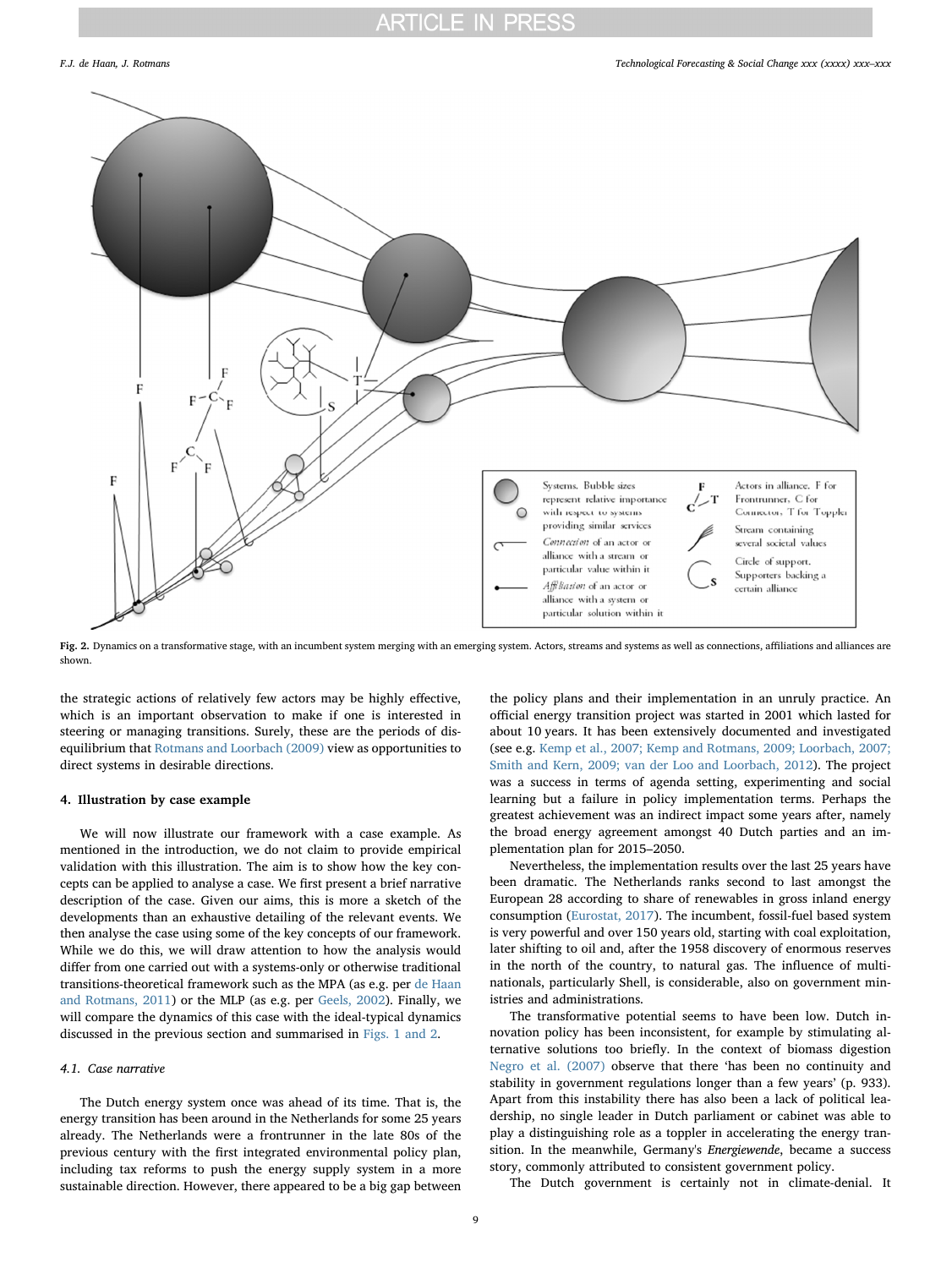Fig. 2. Dynamics on a transformative stage, with an incumbent system merging with an emerging system. Actors, streams and systems as well as connections, affiliations and alliances are shown.

the strategic actions of relatively few actors may be highly effective, which is an important observation to make if one is interested in steering or managing transitions. Surely, these are the periods of disequilibrium that Rotmans and Loorbach (2009) view as opportunities to direct systems in desirable directions.

## 4. Illustration by case example

We will now illustrate our framework with a case example. As mentioned in the introduction, we do not claim to provide empirical validation with this illustration. The aim is to show how the key concepts can be applied to analyse a case. We first present a brief narrative description of the case. Given our aims, this is more a sketch of the developments than an exhaustive detailing of the relevant events. We then analyse the case using some of the key concepts of our framework. While we do this, we will draw attention to how the analysis would differ from one carried out with a systems-only or otherwise traditional transitions-theoretical framework such as the MPA (as e.g. per de Haan and Rotmans, 2011) or the MLP (as e.g. per Geels, 2002). Finally, we will compare the dynamics of this case with the ideal-typical dynamics discussed in the previous section and summarised in Figs. 1 and 2.

### 4.1. Case narrative

The Dutch energy system once was ahead of its time. That is, the energy transition has been around in the Netherlands for some 25 years already. The Netherlands were a frontrunner in the late 80s of the previous century with the first integrated environmental policy plan, including tax reforms to push the energy supply system in a more sustainable direction. However, there appeared to be a big gap between the policy plans and their implementation in an unruly practice. An official energy transition project was started in 2001 which lasted for about 10 years. It has been extensively documented and investigated (see e.g. Kemp et al., 2007; Kemp and Rotmans, 2009; Loorbach, 2007; Smith and Kern, 2009; van der Loo and Loorbach, 2012). The project was a success in terms of agenda setting, experimenting and social learning but a failure in policy implementation terms. Perhaps the greatest achievement was an indirect impact some years after, namely the broad energy agreement amongst 40 Dutch parties and an implementation plan for 2015–2050.

Nevertheless, the implementation results over the last 25 years have been dramatic. The Netherlands ranks second to last amongst the European 28 according to share of renewables in gross inland energy consumption (Eurostat, 2017). The incumbent, fossil-fuel based system is very powerful and over 150 years old, starting with coal exploitation, later shifting to oil and, after the 1958 discovery of enormous reserves in the north of the country, to natural gas. The influence of multinationals, particularly Shell, is considerable, also on government ministries and administrations.

The transformative potential seems to have been low. Dutch innovation policy has been inconsistent, for example by stimulating alternative solutions too briefly. In the context of biomass digestion Negro et al. (2007) observe that there 'has been no continuity and stability in government regulations longer than a few years' (p. 933). Apart from this instability there has also been a lack of political leadership, no single leader in Dutch parliament or cabinet was able to play a distinguishing role as a toppler in accelerating the energy transition. In the meanwhile, Germany's *Energiewende*, became a success story, commonly attributed to consistent government policy.

The Dutch government is certainly not in climate-denial. It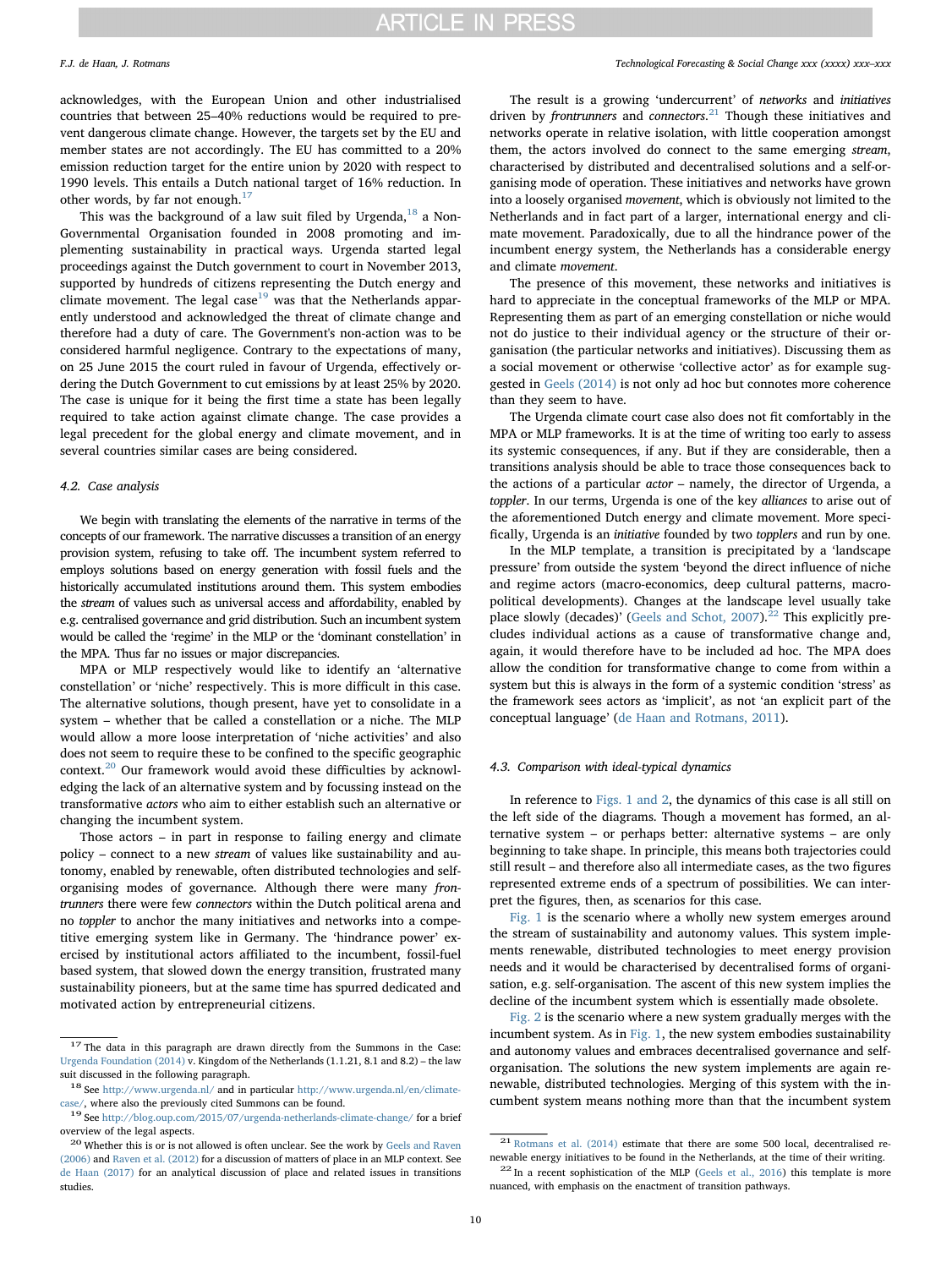acknowledges, with the European Union and other industrialised countries that between 25–40% reductions would be required to prevent dangerous climate change. However, the targets set by the EU and member states are not accordingly. The EU has committed to a 20% emission reduction target for the entire union by 2020 with respect to 1990 levels. This entails a Dutch national target of 16% reduction. In other words, by far not enough.[17]

This was the background of a law suit filed by Urgenda,[18] a Non-Governmental Organisation founded in 2008 promoting and implementing sustainability in practical ways. Urgenda started legal proceedings against the Dutch government to court in November 2013, supported by hundreds of citizens representing the Dutch energy and climate movement. The legal case[19] was that the Netherlands apparently understood and acknowledged the threat of climate change and therefore had a duty of care. The Government's non-action was to be considered harmful negligence. Contrary to the expectations of many, on 25 June 2015 the court ruled in favour of Urgenda, effectively ordering the Dutch Government to cut emissions by at least 25% by 2020. The case is unique for it being the first time a state has been legally required to take action against climate change. The case provides a legal precedent for the global energy and climate movement, and in several countries similar cases are being considered.

### 4.2. Case analysis

We begin with translating the elements of the narrative in terms of the concepts of our framework. The narrative discusses a transition of an energy provision system, refusing to take off. The incumbent system referred to employs solutions based on energy generation with fossil fuels and the historically accumulated institutions around them. This system embodies the *stream* of values such as universal access and affordability, enabled by e.g. centralised governance and grid distribution. Such an incumbent system would be called the 'regime' in the MLP or the 'dominant constellation' in the MPA. Thus far no issues or major discrepancies.

MPA or MLP respectively would like to identify an 'alternative constellation' or 'niche' respectively. This is more difficult in this case. The alternative solutions, though present, have yet to consolidate in a system – whether that be called a constellation or a niche. The MLP would allow a more loose interpretation of 'niche activities' and also does not seem to require these to be confined to the specific geographic context.[20] Our framework would avoid these difficulties by acknowledging the lack of an alternative system and by focussing instead on the transformative *actors* who aim to either establish such an alternative or changing the incumbent system.

Those actors – in part in response to failing energy and climate policy – connect to a new *stream* of values like sustainability and autonomy, enabled by renewable, often distributed technologies and self-organising modes of governance. Although there were many *frontrunners* there were few *connectors* within the Dutch political arena and no *toppler* to anchor the many initiatives and networks into a competitive emerging system like in Germany. The 'hindrance power' exercised by institutional actors affiliated to the incumbent, fossil-fuel based system, that slowed down the energy transition, frustrated many sustainability pioneers, but at the same time has spurred dedicated and motivated action by entrepreneurial citizens.

The result is a growing 'undercurrent' of *networks* and *initiatives* driven by *frontrunners* and *connectors*.[21] Though these initiatives and networks operate in relative isolation, with little cooperation amongst them, the actors involved do connect to the same emerging *stream*, characterised by distributed and decentralised solutions and a self-organising mode of operation. These initiatives and networks have grown into a loosely organised *movement*, which is obviously not limited to the Netherlands and in fact part of a larger, international energy and climate movement. Paradoxically, due to all the hindrance power of the incumbent energy system, the Netherlands has a considerable energy and climate *movement*.

The presence of this movement, these networks and initiatives is hard to appreciate in the conceptual frameworks of the MLP or MPA. Representing them as part of an emerging constellation or niche would not do justice to their individual agency or the structure of their organisation (the particular networks and initiatives). Discussing them as a social movement or otherwise 'collective actor' as for example suggested in Geels (2014) is not only ad hoc but connotes more coherence than they seem to have.

The Urgenda climate court case also does not fit comfortably in the MPA or MLP frameworks. It is at the time of writing too early to assess its systemic consequences, if any. But if they are considerable, then a transitions analysis should be able to trace those consequences back to the actions of a particular *actor* – namely, the director of Urgenda, a *toppler*. In our terms, Urgenda is one of the key *alliances* to arise out of the aforementioned Dutch energy and climate movement. More specifically, Urgenda is an *initiative* founded by two *topplers* and run by one.

In the MLP template, a transition is precipitated by a 'landscape pressure' from outside the system 'beyond the direct influence of niche and regime actors (macro-economics, deep cultural patterns, macro-political developments). Changes at the landscape level usually take place slowly (decades)' (Geels and Schot, 2007).[22] This explicitly precludes individual actions as a cause of transformative change and, again, it would therefore have to be included ad hoc. The MPA does allow the condition for transformative change to come from within a system but this is always in the form of a systemic condition 'stress' as the framework sees actors as 'implicit', as not 'an explicit part of the conceptual language' (de Haan and Rotmans, 2011).

### 4.3. Comparison with ideal-typical dynamics

In reference to Figs. 1 and 2, the dynamics of this case is all still on the left side of the diagrams. Though a movement has formed, an alternative system – or perhaps better: alternative systems – are only beginning to take shape. In principle, this means both trajectories could still result – and therefore also all intermediate cases, as the two figures represented extreme ends of a spectrum of possibilities. We can interpret the figures, then, as scenarios for this case.

Fig. 1 is the scenario where a wholly new system emerges around the stream of sustainability and autonomy values. This system implements renewable, distributed technologies to meet energy provision needs and it would be characterised by decentralised forms of organisation, e.g. self-organisation. The ascent of this new system implies the decline of the incumbent system which is essentially made obsolete.

Fig. 2 is the scenario where a new system gradually merges with the incumbent system. As in Fig. 1, the new system embodies sustainability and autonomy values and embraces decentralised governance and self-organisation. The solutions the new system implements are again renewable, distributed technologies. Merging of this system with the incumbent system means nothing more than that the incumbent system

---

[17] The data in this paragraph are drawn directly from the Summons in the Case: Urgenda Foundation (2014) v. Kingdom of the Netherlands (1.1.21, 8.1 and 8.2) – the law suit discussed in the following paragraph.

[18] See http://www.urgenda.nl/ and in particular http://www.urgenda.nl/en/climate-case/, where also the previously cited Summons can be found.

[19] See http://blog.oup.com/2015/07/urgenda-netherlands-climate-change/ for a brief overview of the legal aspects.

[20] Whether this is or is not allowed is often unclear. See the work by Geels and Raven (2006) and Raven et al. (2012) for a discussion of matters of place in an MLP context. See de Haan (2017) for an analytical discussion of place and related issues in transitions studies.

[21] Rotmans et al. (2014) estimate that there are some 500 local, decentralised renewable energy initiatives to be found in the Netherlands, at the time of their writing.

[22] In a recent sophistication of the MLP (Geels et al., 2016) this template is more nuanced, with emphasis on the enactment of transition pathways.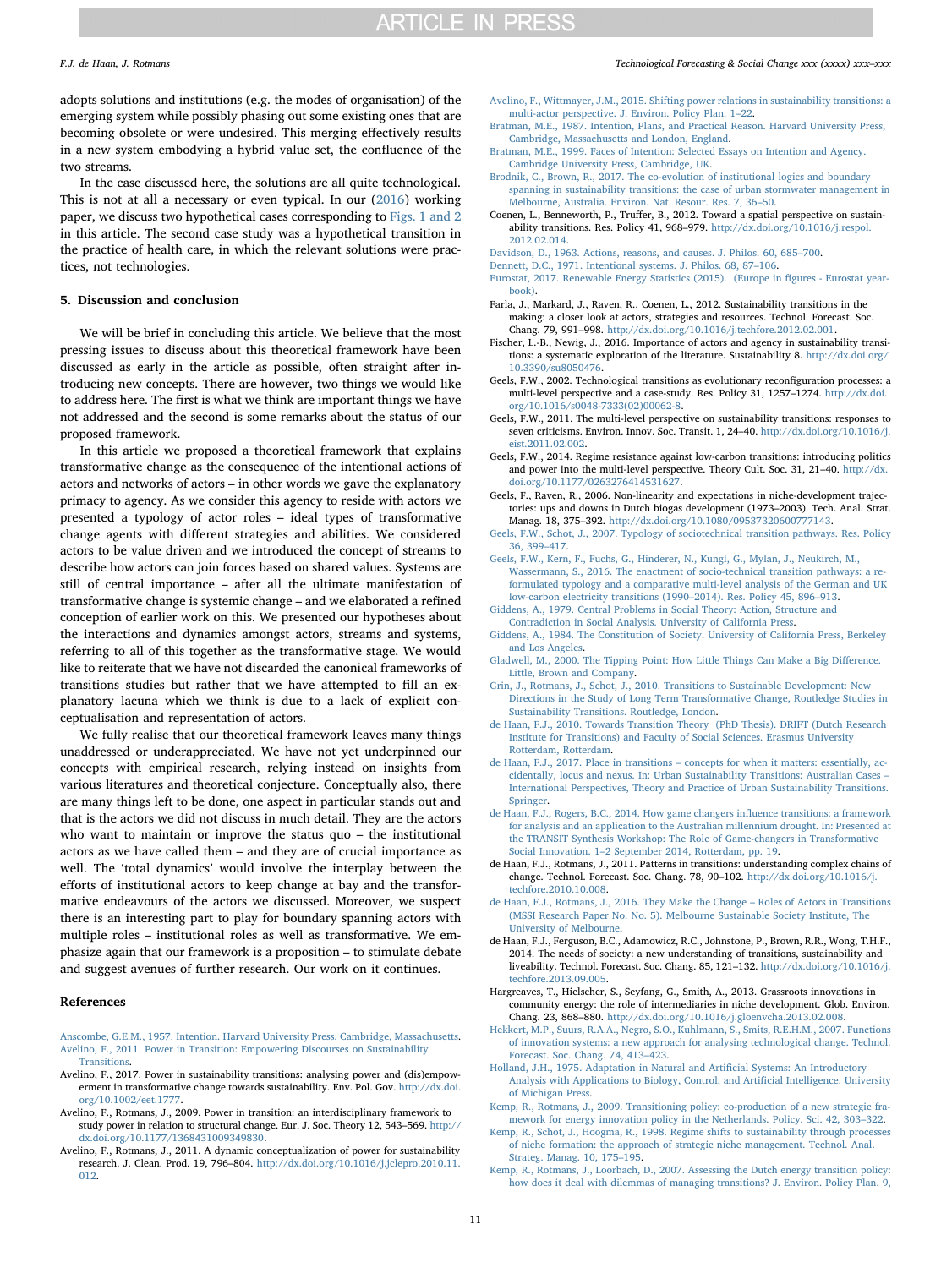adopts solutions and institutions (e.g. the modes of organisation) of the emerging system while possibly phasing out some existing ones that are becoming obsolete or were undesired. This merging effectively results in a new system embodying a hybrid value set, the confluence of the two streams.

In the case discussed here, the solutions are all quite technological. This is not at all a necessary or even typical. In our (2016) working paper, we discuss two hypothetical cases corresponding to Figs. 1 and 2 in this article. The second case study was a hypothetical transition in the practice of health care, in which the relevant solutions were practices, not technologies.

## 5. Discussion and conclusion

We will be brief in concluding this article. We believe that the most pressing issues to discuss about this theoretical framework have been discussed as early in the article as possible, often straight after introducing new concepts. There are however, two things we would like to address here. The first is what we think are important things we have not addressed and the second is some remarks about the status of our proposed framework.

In this article we proposed a theoretical framework that explains transformative change as the consequence of the intentional actions of actors and networks of actors – in other words we gave the explanatory primacy to agency. As we consider this agency to reside with actors we presented a typology of actor roles – ideal types of transformative change agents with different strategies and abilities. We considered actors to be value driven and we introduced the concept of streams to describe how actors can join forces based on shared values. Systems are still of central importance – after all the ultimate manifestation of transformative change is systemic change – and we elaborated a refined conception of earlier work on this. We presented our hypotheses about the interactions and dynamics amongst actors, streams and systems, referring to all of this together as the transformative stage. We would like to reiterate that we have not discarded the canonical frameworks of transitions studies but rather that we have attempted to fill an explanatory lacuna which we think is due to a lack of explicit conceptualisation and representation of actors.

We fully realise that our theoretical framework leaves many things unaddressed or underappreciated. We have not yet underpinned our concepts with empirical research, relying instead on insights from various literatures and theoretical conjecture. Conceptually also, there are many things left to be done, one aspect in particular stands out and that is the actors we did not discuss in much detail. They are the actors who want to maintain or improve the status quo – the institutional actors as we have called them – and they are of crucial importance as well. The 'total dynamics' would involve the interplay between the efforts of institutional actors to keep change at bay and the transformative endeavours of the actors we discussed. Moreover, we suspect there is an interesting part to play for boundary spanning actors with multiple roles – institutional roles as well as transformative. We emphasize again that our framework is a proposition – to stimulate debate and suggest avenues of further research. Our work on it continues.

## References

Anscombe, G.E.M., 1957. Intention. Harvard University Press, Cambridge, Massachusetts.

Avelino, F., 2011. Power in Transition: Empowering Discourses on Sustainability Transitions.

Avelino, F., 2017. Power in sustainability transitions: analysing power and (dis)empowerment in transformative change towards sustainability. Env. Pol. Gov. http://dx.doi.org/10.1002/eet.1777.

Avelino, F., Rotmans, J., 2009. Power in transition: an interdisciplinary framework to study power in relation to structural change. Eur. J. Soc. Theory 12, 543–569. http://dx.doi.org/10.1177/1368431009349830.

Avelino, F., Rotmans, J., 2011. A dynamic conceptualization of power for sustainability research. J. Clean. Prod. 19, 796–804. http://dx.doi.org/10.1016/j.jclepro.2010.11.012.

Avelino, F., Wittmayer, J.M., 2015. Shifting power relations in sustainability transitions: a multi-actor perspective. J. Environ. Policy Plan. 1–22.

Bratman, M.E., 1987. Intention, Plans, and Practical Reason. Harvard University Press, Cambridge, Massachusetts and London, England.

Bratman, M.E., 1999. Faces of Intention: Selected Essays on Intention and Agency. Cambridge University Press, Cambridge, UK.

Brodnik, C., Brown, R., 2017. The co-evolution of institutional logics and boundary spanning in sustainability transitions: the case of urban stormwater management in Melbourne, Australia. Environ. Nat. Resour. Res. 7, 36–50.

Coenen, L., Benneworth, P., Truffer, B., 2012. Toward a spatial perspective on sustainability transitions. Res. Policy 41, 968–979. http://dx.doi.org/10.1016/j.respol.2012.02.014.

Davidson, D., 1963. Actions, reasons, and causes. J. Philos. 60, 685–700.

Dennett, D.C., 1971. Intentional systems. J. Philos. 68, 87–106.

Eurostat, 2017. Renewable Energy Statistics (2015). (Europe in figures - Eurostat yearbook).

Farla, J., Markard, J., Raven, R., Coenen, L., 2012. Sustainability transitions in the making: a closer look at actors, strategies and resources. Technol. Forecast. Soc. Chang. 79, 991–998. http://dx.doi.org/10.1016/j.techfore.2012.02.001.

Fischer, L.-B., Newig, J., 2016. Importance of actors and agency in sustainability transitions: a systematic exploration of the literature. Sustainability 8. http://dx.doi.org/10.3390/su8050476.

Geels, F.W., 2002. Technological transitions as evolutionary reconfiguration processes: a multi-level perspective and a case-study. Res. Policy 31, 1257–1274. http://dx.doi.org/10.1016/s0048-7333(02)00062-8.

Geels, F.W., 2011. The multi-level perspective on sustainability transitions: responses to seven criticisms. Environ. Innov. Soc. Transit. 1, 24–40. http://dx.doi.org/10.1016/j.eist.2011.02.002.

Geels, F.W., 2014. Regime resistance against low-carbon transitions: introducing politics and power into the multi-level perspective. Theory Cult. Soc. 31, 21–40. http://dx.doi.org/10.1177/0263276414531627.

Geels, F., Raven, R., 2006. Non-linearity and expectations in niche-development trajectories: ups and downs in Dutch biogas development (1973–2003). Tech. Anal. Strat. Manag. 18, 375–392. http://dx.doi.org/10.1080/09537320600777143.

Geels, F.W., Schot, J., 2007. Typology of sociotechnical transition pathways. Res. Policy 36, 399–417.

Geels, F.W., Kern, F., Fuchs, G., Hinderer, N., Kungl, G., Mylan, J., Neukirch, M., Wassermann, S., 2016. The enactment of socio-technical transition pathways: a reformulated typology and a comparative multi-level analysis of the German and UK low-carbon electricity transitions (1990–2014). Res. Policy 45, 896–913.

Giddens, A., 1979. Central Problems in Social Theory: Action, Structure and Contradiction in Social Analysis. University of California Press.

Giddens, A., 1984. The Constitution of Society. University of California Press, Berkeley and Los Angeles.

Gladwell, M., 2000. The Tipping Point: How Little Things Can Make a Big Difference. Little, Brown and Company.

Grin, J., Rotmans, J., Schot, J., 2010. Transitions to Sustainable Development: New Directions in the Study of Long Term Transformative Change, Routledge Studies in Sustainability Transitions. Routledge, London.

de Haan, F.J., 2010. Towards Transition Theory (PhD Thesis). DRIFT (Dutch Research Institute for Transitions) and Faculty of Social Sciences. Erasmus University Rotterdam, Rotterdam.

de Haan, F.J., 2017. Place in transitions – concepts for when it matters: essentially, accidentally, locus and nexus. In: Urban Sustainability Transitions: Australian Cases – International Perspectives, Theory and Practice of Urban Sustainability Transitions. Springer.

de Haan, F.J., Rogers, B.C., 2014. How game changers influence transitions: a framework for analysis and an application to the Australian millennium drought. In: Presented at the TRANSIT Synthesis Workshop: The Role of Game-changers in Transformative Social Innovation. 1–2 September 2014, Rotterdam, pp. 19.

de Haan, F.J., Rotmans, J., 2011. Patterns in transitions: understanding complex chains of change. Technol. Forecast. Soc. Chang. 78, 90–102. http://dx.doi.org/10.1016/j.techfore.2010.10.008.

de Haan, F.J., Rotmans, J., 2016. They Make the Change – Roles of Actors in Transitions (MSSI Research Paper No. No. 5). Melbourne Sustainable Society Institute, The University of Melbourne.

de Haan, F.J., Ferguson, B.C., Adamowicz, R.C., Johnstone, P., Brown, R.R., Wong, T.H.F., 2014. The needs of society: a new understanding of transitions, sustainability and liveability. Technol. Forecast. Soc. Chang. 85, 121–132. http://dx.doi.org/10.1016/j.techfore.2013.09.005.

Hargreaves, T., Hielscher, S., Seyfang, G., Smith, A., 2013. Grassroots innovations in community energy: the role of intermediaries in niche development. Glob. Environ. Chang. 23, 868–880. http://dx.doi.org/10.1016/j.gloenvcha.2013.02.008.

Hekkert, M.P., Suurs, R.A.A., Negro, S.O., Kuhlmann, S., Smits, R.E.H.M., 2007. Functions of innovation systems: a new approach for analysing technological change. Technol. Forecast. Soc. Chang. 74, 413–423.

Holland, J.H., 1975. Adaptation in Natural and Artificial Systems: An Introductory Analysis with Applications to Biology, Control, and Artificial Intelligence. University of Michigan Press.

Kemp, R., Rotmans, J., 2009. Transitioning policy: co-production of a new strategic framework for energy innovation policy in the Netherlands. Policy. Sci. 42, 303–322.

Kemp, R., Schot, J., Hoogma, R., 1998. Regime shifts to sustainability through processes of niche formation: the approach of strategic niche management. Technol. Anal. Strateg. Manag. 10, 175–195.

Kemp, R., Rotmans, J., Loorbach, D., 2007. Assessing the Dutch energy transition policy: how does it deal with dilemmas of managing transitions? J. Environ. Policy Plan. 9,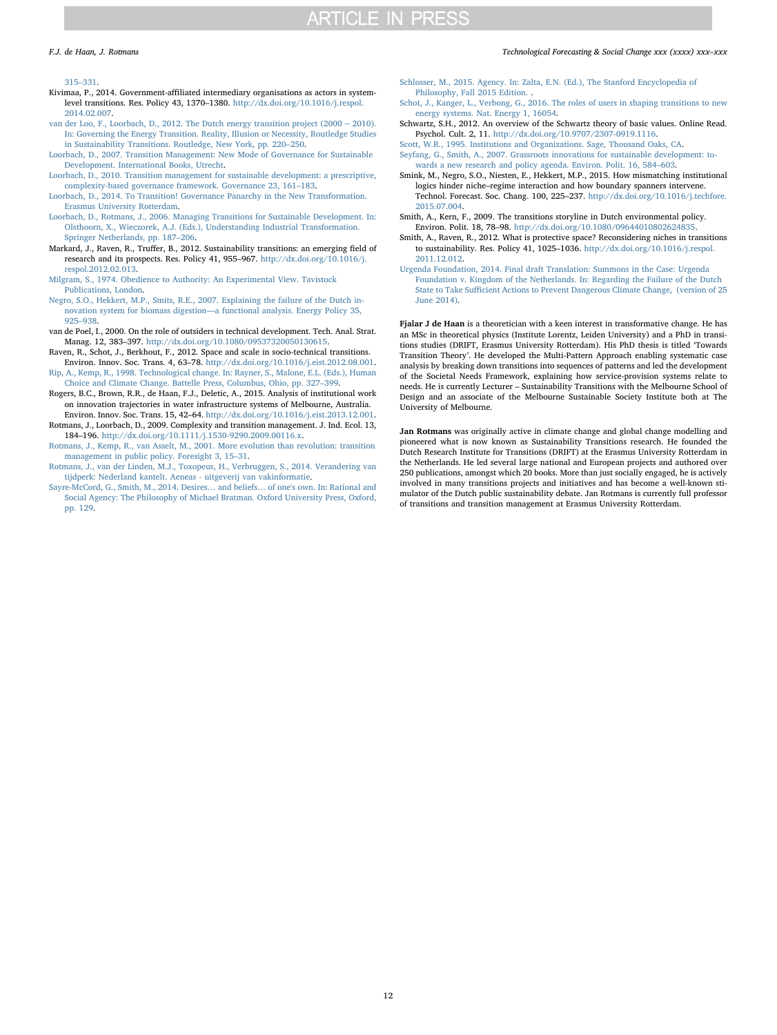315–331.

Kivimaa, P., 2014. Government-affiliated intermediary organisations as actors in system-level transitions. Res. Policy 43, 1370–1380. http://dx.doi.org/10.1016/j.respol.2014.02.007.

van der Loo, F., Loorbach, D., 2012. The Dutch energy transition project (2000 – 2010). In: Governing the Energy Transition. Reality, Illusion or Necessity, Routledge Studies in Sustainability Transitions. Routledge, New York, pp. 220–250.

Loorbach, D., 2007. Transition Management: New Mode of Governance for Sustainable Development. International Books, Utrecht.

Loorbach, D., 2010. Transition management for sustainable development: a prescriptive, complexity-based governance framework. Governance 23, 161–183.

Loorbach, D., 2014. To Transition! Governance Panarchy in the New Transformation. Erasmus University Rotterdam.

Loorbach, D., Rotmans, J., 2006. Managing Transitions for Sustainable Development. In: Olsthoorn, X., Wieczorek, A.J. (Eds.), Understanding Industrial Transformation. Springer Netherlands, pp. 187–206.

Markard, J., Raven, R., Truffer, B., 2012. Sustainability transitions: an emerging field of research and its prospects. Res. Policy 41, 955–967. http://dx.doi.org/10.1016/j.respol.2012.02.013.

Milgram, S., 1974. Obedience to Authority: An Experimental View. Tavistock Publications, London.

Negro, S.O., Hekkert, M.P., Smits, R.E., 2007. Explaining the failure of the Dutch innovation system for biomass digestion—a functional analysis. Energy Policy 35, 925–938.

van de Poel, I., 2000. On the role of outsiders in technical development. Tech. Anal. Strat. Manag. 12, 383–397. http://dx.doi.org/10.1080/09537320050130615.

Raven, R., Schot, J., Berkhout, F., 2012. Space and scale in socio-technical transitions. Environ. Innov. Soc. Trans. 4, 63–78. http://dx.doi.org/10.1016/j.eist.2012.08.001.

Rip, A., Kemp, R., 1998. Technological change. In: Rayner, S., Malone, E.L. (Eds.), Human Choice and Climate Change. Battelle Press, Columbus, Ohio, pp. 327–399.

Rogers, B.C., Brown, R.R., de Haan, F.J., Deletic, A., 2015. Analysis of institutional work on innovation trajectories in water infrastructure systems of Melbourne, Australia. Environ. Innov. Soc. Trans. 15, 42–64. http://dx.doi.org/10.1016/j.eist.2013.12.001.

Rotmans, J., Loorbach, D., 2009. Complexity and transition management. J. Ind. Ecol. 13, 184–196. http://dx.doi.org/10.1111/j.1530-9290.2009.00116.x.

Rotmans, J., Kemp, R., van Asselt, M., 2001. More evolution than revolution: transition management in public policy. Foresight 3, 15–31.

Rotmans, J., van der Linden, M.J., Toxopeus, H., Verbruggen, S., 2014. Verandering van tijdperk: Nederland kantelt. Aeneas - uitgeverij van vakinformatie.

Sayre-McCord, G., Smith, M., 2014. Desires… and beliefs… of one's own. In: Rational and Social Agency: The Philosophy of Michael Bratman. Oxford University Press, Oxford, pp. 129.

Schlosser, M., 2015. Agency. In: Zalta, E.N. (Ed.), The Stanford Encyclopedia of Philosophy, Fall 2015 Edition. .

Schot, J., Kanger, L., Verbong, G., 2016. The roles of users in shaping transitions to new energy systems. Nat. Energy 1, 16054.

Schwartz, S.H., 2012. An overview of the Schwartz theory of basic values. Online Read. Psychol. Cult. 2, 11. http://dx.doi.org/10.9707/2307-0919.1116.

Scott, W.R., 1995. Institutions and Organizations. Sage, Thousand Oaks, CA.

Seyfang, G., Smith, A., 2007. Grassroots innovations for sustainable development: towards a new research and policy agenda. Environ. Polit. 16, 584–603.

Smink, M., Negro, S.O., Niesten, E., Hekkert, M.P., 2015. How mismatching institutional logics hinder niche–regime interaction and how boundary spanners intervene. Technol. Forecast. Soc. Chang. 100, 225–237. http://dx.doi.org/10.1016/j.techfore.2015.07.004.

Smith, A., Kern, F., 2009. The transitions storyline in Dutch environmental policy. Environ. Polit. 18, 78–98. http://dx.doi.org/10.1080/09644010802624835.

Smith, A., Raven, R., 2012. What is protective space? Reconsidering niches in transitions to sustainability. Res. Policy 41, 1025–1036. http://dx.doi.org/10.1016/j.respol.2011.12.012.

Urgenda Foundation, 2014. Final draft Translation: Summons in the Case: Urgenda Foundation v. Kingdom of the Netherlands. In: Regarding the Failure of the Dutch State to Take Sufficient Actions to Prevent Dangerous Climate Change, (version of 25 June 2014).

**Fjalar J de Haan** is a theoretician with a keen interest in transformative change. He has an MSc in theoretical physics (Institute Lorentz, Leiden University) and a PhD in transitions studies (DRIFT, Erasmus University Rotterdam). His PhD thesis is titled 'Towards Transition Theory'. He developed the Multi-Pattern Approach enabling systematic case analysis by breaking down transitions into sequences of patterns and led the development of the Societal Needs Framework, explaining how service-provision systems relate to needs. He is currently Lecturer – Sustainability Transitions with the Melbourne School of Design and an associate of the Melbourne Sustainable Society Institute both at The University of Melbourne.

**Jan Rotmans** was originally active in climate change and global change modelling and pioneered what is now known as Sustainability Transitions research. He founded the Dutch Research Institute for Transitions (DRIFT) at the Erasmus University Rotterdam in the Netherlands. He led several large national and European projects and authored over 250 publications, amongst which 20 books. More than just socially engaged, he is actively involved in many transitions projects and initiatives and has become a well-known stimulator of the Dutch public sustainability debate. Jan Rotmans is currently full professor of transitions and transition management at Erasmus University Rotterdam.